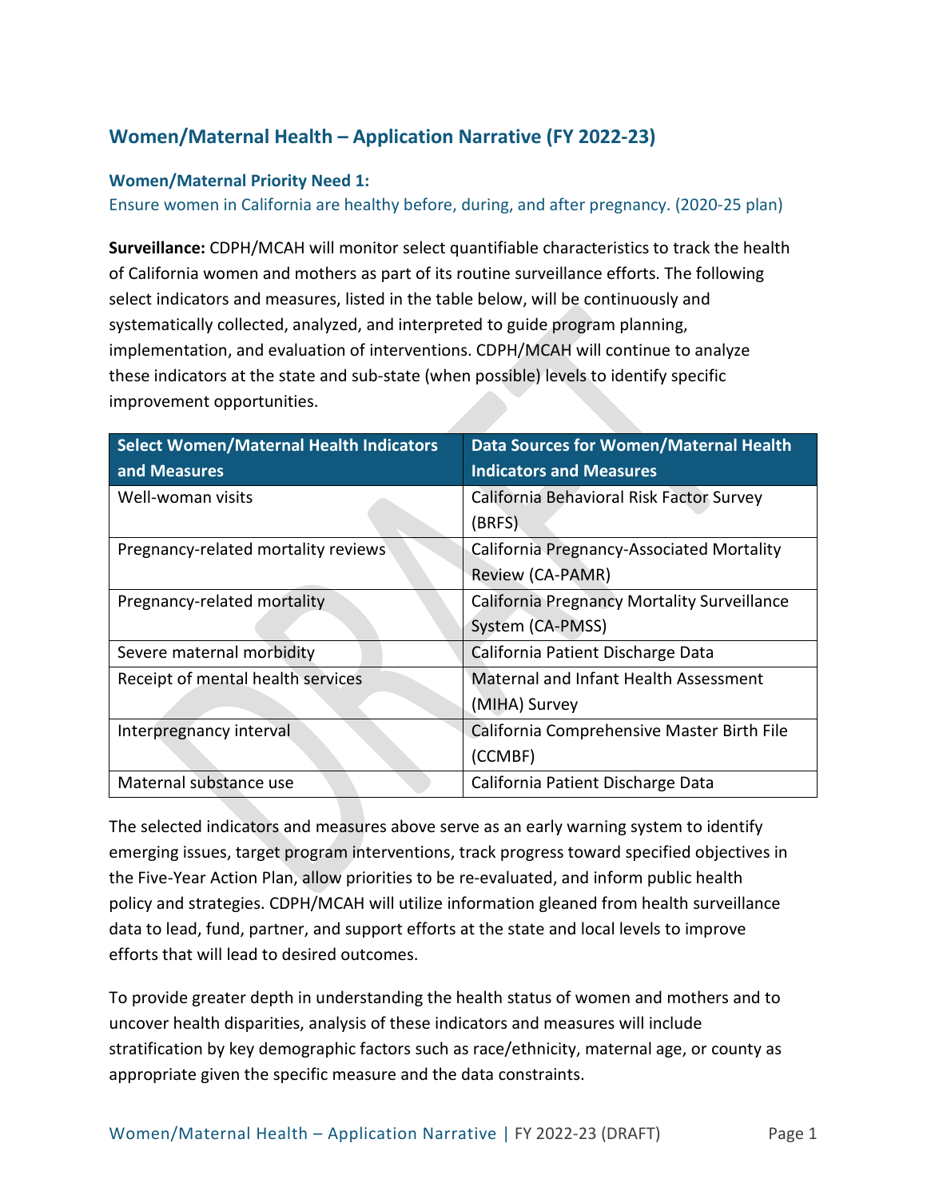## Women/Maternal Health – Application Narrative (FY 2022-23)

### Women/Maternal Priority Need 1:

Ensure women in California are healthy before, during, and after pregnancy. (2020-25 plan)

**Surveillance:** CDPH/MCAH will monitor select quantifiable characteristics to track the health of California women and mothers as part of its routine surveillance efforts. The following select indicators and measures, listed in the table below, will be continuously and systematically collected, analyzed, and interpreted to guide program planning, implementation, and evaluation of interventions. CDPH/MCAH will continue to analyze these indicators at the state and sub-state (when possible) levels to identify specific improvement opportunities.

| Select Women/Maternal Health Indicators and Measures | Data Sources for Women/Maternal Health Indicators and Measures |
|---|---|
| Well-woman visits | California Behavioral Risk Factor Survey (BRFS) |
| Pregnancy-related mortality reviews | California Pregnancy-Associated Mortality Review (CA-PAMR) |
| Pregnancy-related mortality | California Pregnancy Mortality Surveillance System (CA-PMSS) |
| Severe maternal morbidity | California Patient Discharge Data |
| Receipt of mental health services | Maternal and Infant Health Assessment (MIHA) Survey |
| Interpregnancy interval | California Comprehensive Master Birth File (CCMBF) |
| Maternal substance use | California Patient Discharge Data |

The selected indicators and measures above serve as an early warning system to identify emerging issues, target program interventions, track progress toward specified objectives in the Five-Year Action Plan, allow priorities to be re-evaluated, and inform public health policy and strategies. CDPH/MCAH will utilize information gleaned from health surveillance data to lead, fund, partner, and support efforts at the state and local levels to improve efforts that will lead to desired outcomes.

To provide greater depth in understanding the health status of women and mothers and to uncover health disparities, analysis of these indicators and measures will include stratification by key demographic factors such as race/ethnicity, maternal age, or county as appropriate given the specific measure and the data constraints.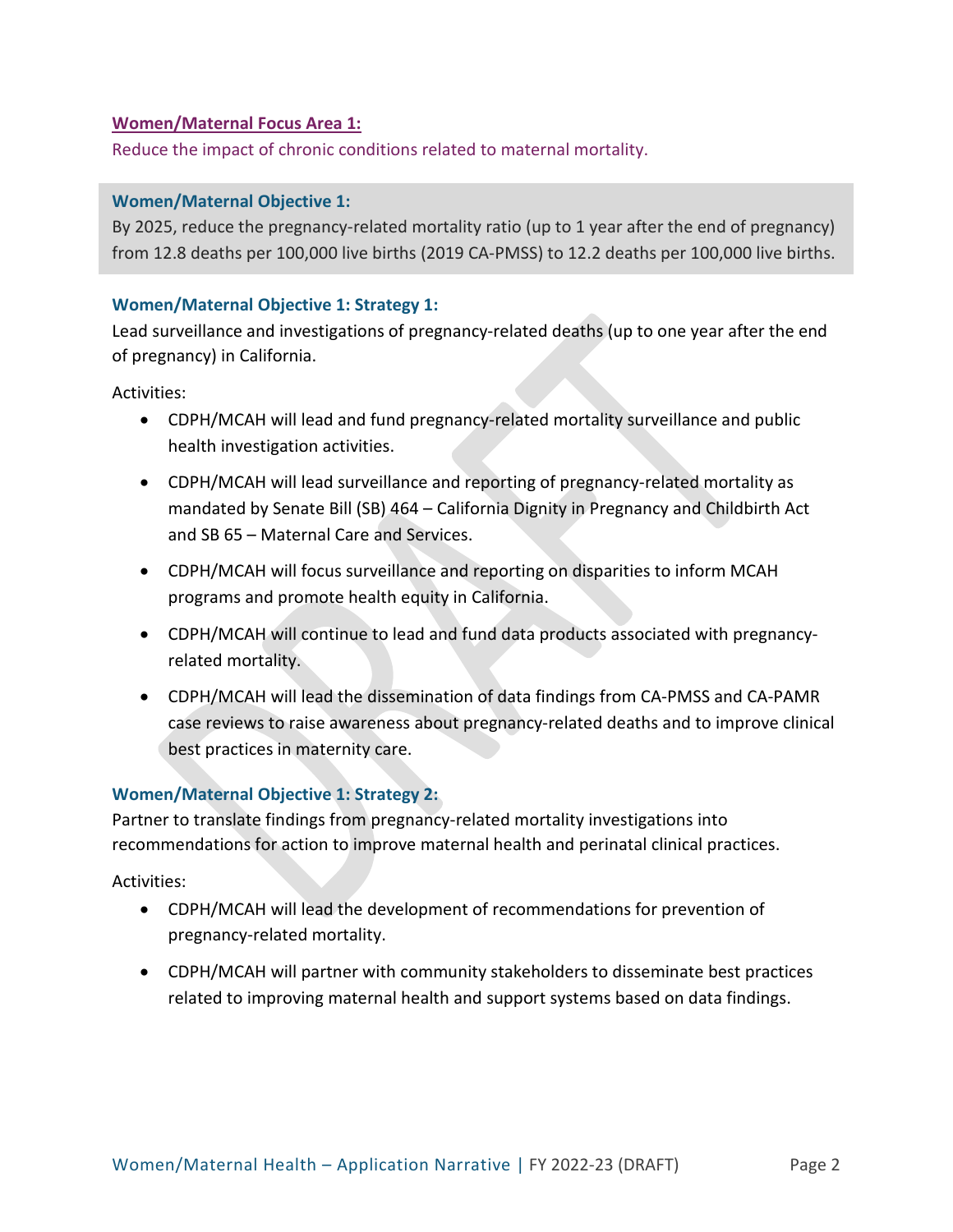**Women/Maternal Focus Area 1:**

Reduce the impact of chronic conditions related to maternal mortality.

**Women/Maternal Objective 1:**

By 2025, reduce the pregnancy-related mortality ratio (up to 1 year after the end of pregnancy) from 12.8 deaths per 100,000 live births (2019 CA-PMSS) to 12.2 deaths per 100,000 live births.

**Women/Maternal Objective 1: Strategy 1:**

Lead surveillance and investigations of pregnancy-related deaths (up to one year after the end of pregnancy) in California.

Activities:

- CDPH/MCAH will lead and fund pregnancy-related mortality surveillance and public health investigation activities.
- CDPH/MCAH will lead surveillance and reporting of pregnancy-related mortality as mandated by Senate Bill (SB) 464 – California Dignity in Pregnancy and Childbirth Act and SB 65 – Maternal Care and Services.
- CDPH/MCAH will focus surveillance and reporting on disparities to inform MCAH programs and promote health equity in California.
- CDPH/MCAH will continue to lead and fund data products associated with pregnancy-related mortality.
- CDPH/MCAH will lead the dissemination of data findings from CA-PMSS and CA-PAMR case reviews to raise awareness about pregnancy-related deaths and to improve clinical best practices in maternity care.

**Women/Maternal Objective 1: Strategy 2:**

Partner to translate findings from pregnancy-related mortality investigations into recommendations for action to improve maternal health and perinatal clinical practices.

Activities:

- CDPH/MCAH will lead the development of recommendations for prevention of pregnancy-related mortality.
- CDPH/MCAH will partner with community stakeholders to disseminate best practices related to improving maternal health and support systems based on data findings.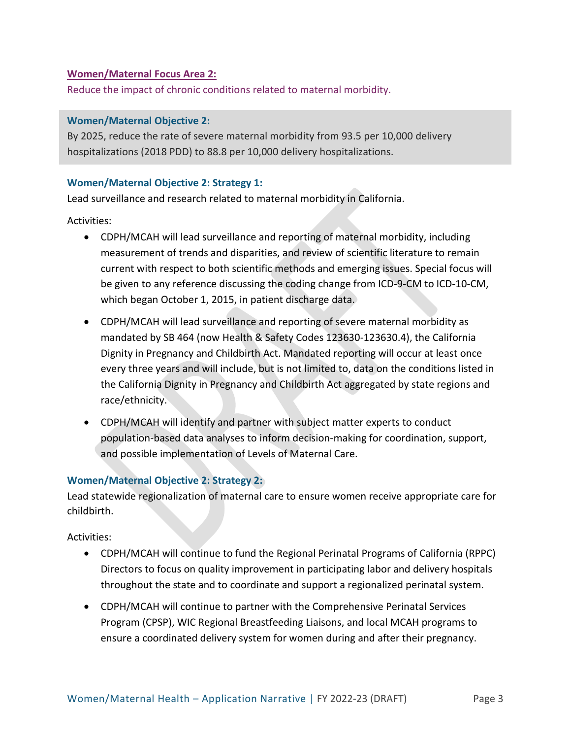## Women/Maternal Focus Area 2:

Reduce the impact of chronic conditions related to maternal morbidity.

### Women/Maternal Objective 2:

By 2025, reduce the rate of severe maternal morbidity from 93.5 per 10,000 delivery hospitalizations (2018 PDD) to 88.8 per 10,000 delivery hospitalizations.

### Women/Maternal Objective 2: Strategy 1:

Lead surveillance and research related to maternal morbidity in California.

Activities:

- CDPH/MCAH will lead surveillance and reporting of maternal morbidity, including measurement of trends and disparities, and review of scientific literature to remain current with respect to both scientific methods and emerging issues. Special focus will be given to any reference discussing the coding change from ICD-9-CM to ICD-10-CM, which began October 1, 2015, in patient discharge data.
- CDPH/MCAH will lead surveillance and reporting of severe maternal morbidity as mandated by SB 464 (now Health & Safety Codes 123630-123630.4), the California Dignity in Pregnancy and Childbirth Act. Mandated reporting will occur at least once every three years and will include, but is not limited to, data on the conditions listed in the California Dignity in Pregnancy and Childbirth Act aggregated by state regions and race/ethnicity.
- CDPH/MCAH will identify and partner with subject matter experts to conduct population-based data analyses to inform decision-making for coordination, support, and possible implementation of Levels of Maternal Care.

### Women/Maternal Objective 2: Strategy 2:

Lead statewide regionalization of maternal care to ensure women receive appropriate care for childbirth.

Activities:

- CDPH/MCAH will continue to fund the Regional Perinatal Programs of California (RPPC) Directors to focus on quality improvement in participating labor and delivery hospitals throughout the state and to coordinate and support a regionalized perinatal system.
- CDPH/MCAH will continue to partner with the Comprehensive Perinatal Services Program (CPSP), WIC Regional Breastfeeding Liaisons, and local MCAH programs to ensure a coordinated delivery system for women during and after their pregnancy.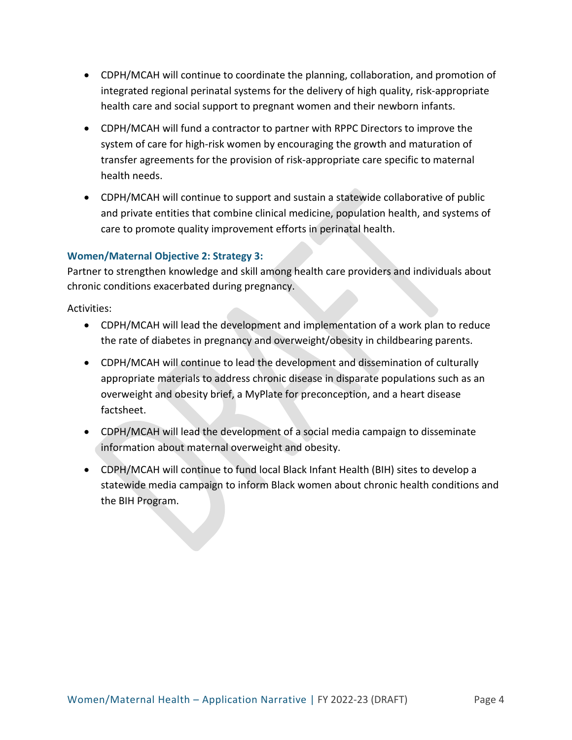- CDPH/MCAH will continue to coordinate the planning, collaboration, and promotion of integrated regional perinatal systems for the delivery of high quality, risk-appropriate health care and social support to pregnant women and their newborn infants.
- CDPH/MCAH will fund a contractor to partner with RPPC Directors to improve the system of care for high-risk women by encouraging the growth and maturation of transfer agreements for the provision of risk-appropriate care specific to maternal health needs.
- CDPH/MCAH will continue to support and sustain a statewide collaborative of public and private entities that combine clinical medicine, population health, and systems of care to promote quality improvement efforts in perinatal health.

### Women/Maternal Objective 2: Strategy 3:

Partner to strengthen knowledge and skill among health care providers and individuals about chronic conditions exacerbated during pregnancy.

Activities:

- CDPH/MCAH will lead the development and implementation of a work plan to reduce the rate of diabetes in pregnancy and overweight/obesity in childbearing parents.
- CDPH/MCAH will continue to lead the development and dissemination of culturally appropriate materials to address chronic disease in disparate populations such as an overweight and obesity brief, a MyPlate for preconception, and a heart disease factsheet.
- CDPH/MCAH will lead the development of a social media campaign to disseminate information about maternal overweight and obesity.
- CDPH/MCAH will continue to fund local Black Infant Health (BIH) sites to develop a statewide media campaign to inform Black women about chronic health conditions and the BIH Program.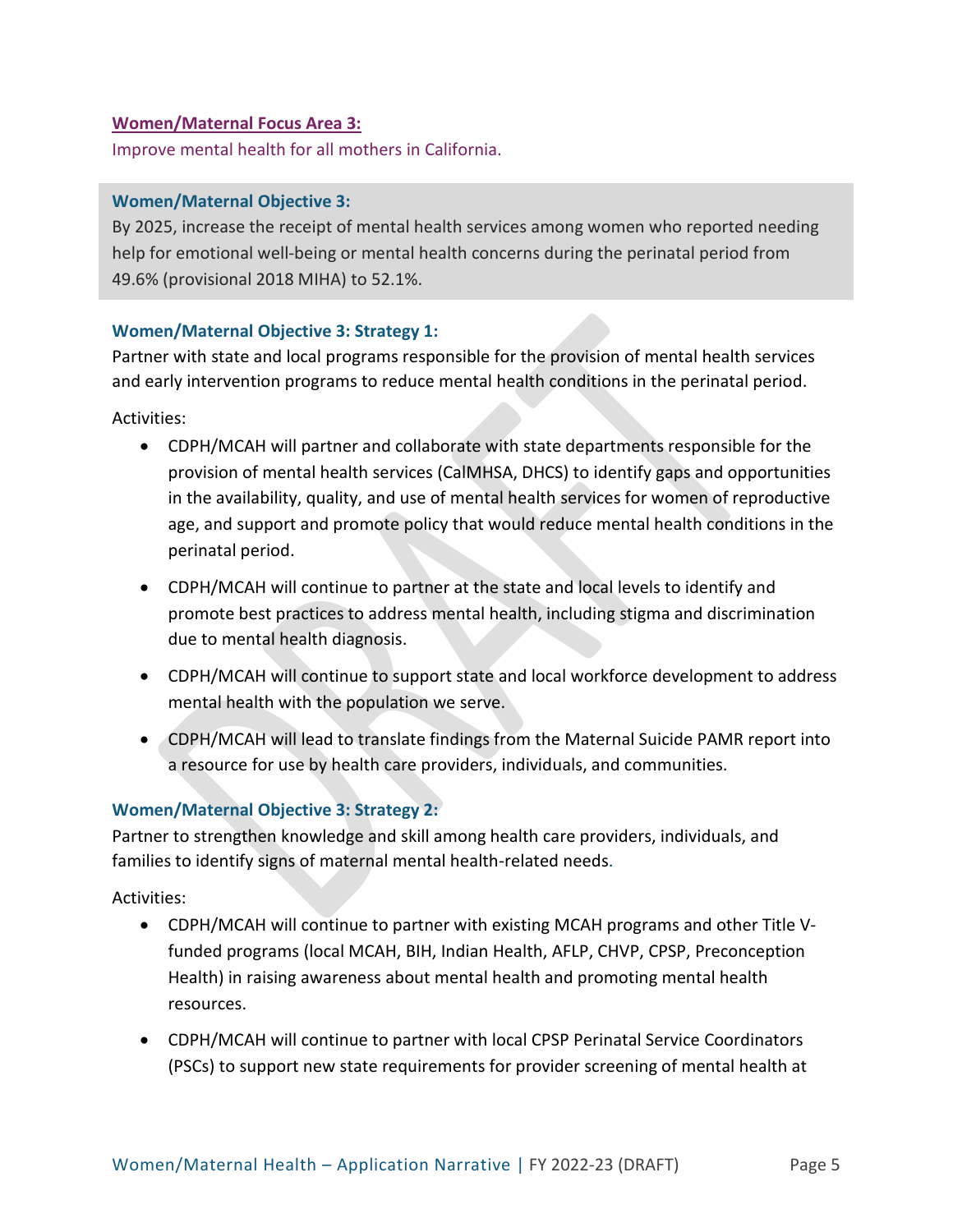**Women/Maternal Focus Area 3:**

Improve mental health for all mothers in California.

**Women/Maternal Objective 3:**

By 2025, increase the receipt of mental health services among women who reported needing help for emotional well-being or mental health concerns during the perinatal period from 49.6% (provisional 2018 MIHA) to 52.1%.

**Women/Maternal Objective 3: Strategy 1:**

Partner with state and local programs responsible for the provision of mental health services and early intervention programs to reduce mental health conditions in the perinatal period.

Activities:

- CDPH/MCAH will partner and collaborate with state departments responsible for the provision of mental health services (CalMHSA, DHCS) to identify gaps and opportunities in the availability, quality, and use of mental health services for women of reproductive age, and support and promote policy that would reduce mental health conditions in the perinatal period.
- CDPH/MCAH will continue to partner at the state and local levels to identify and promote best practices to address mental health, including stigma and discrimination due to mental health diagnosis.
- CDPH/MCAH will continue to support state and local workforce development to address mental health with the population we serve.
- CDPH/MCAH will lead to translate findings from the Maternal Suicide PAMR report into a resource for use by health care providers, individuals, and communities.

**Women/Maternal Objective 3: Strategy 2:**

Partner to strengthen knowledge and skill among health care providers, individuals, and families to identify signs of maternal mental health-related needs.

Activities:

- CDPH/MCAH will continue to partner with existing MCAH programs and other Title V-funded programs (local MCAH, BIH, Indian Health, AFLP, CHVP, CPSP, Preconception Health) in raising awareness about mental health and promoting mental health resources.
- CDPH/MCAH will continue to partner with local CPSP Perinatal Service Coordinators (PSCs) to support new state requirements for provider screening of mental health at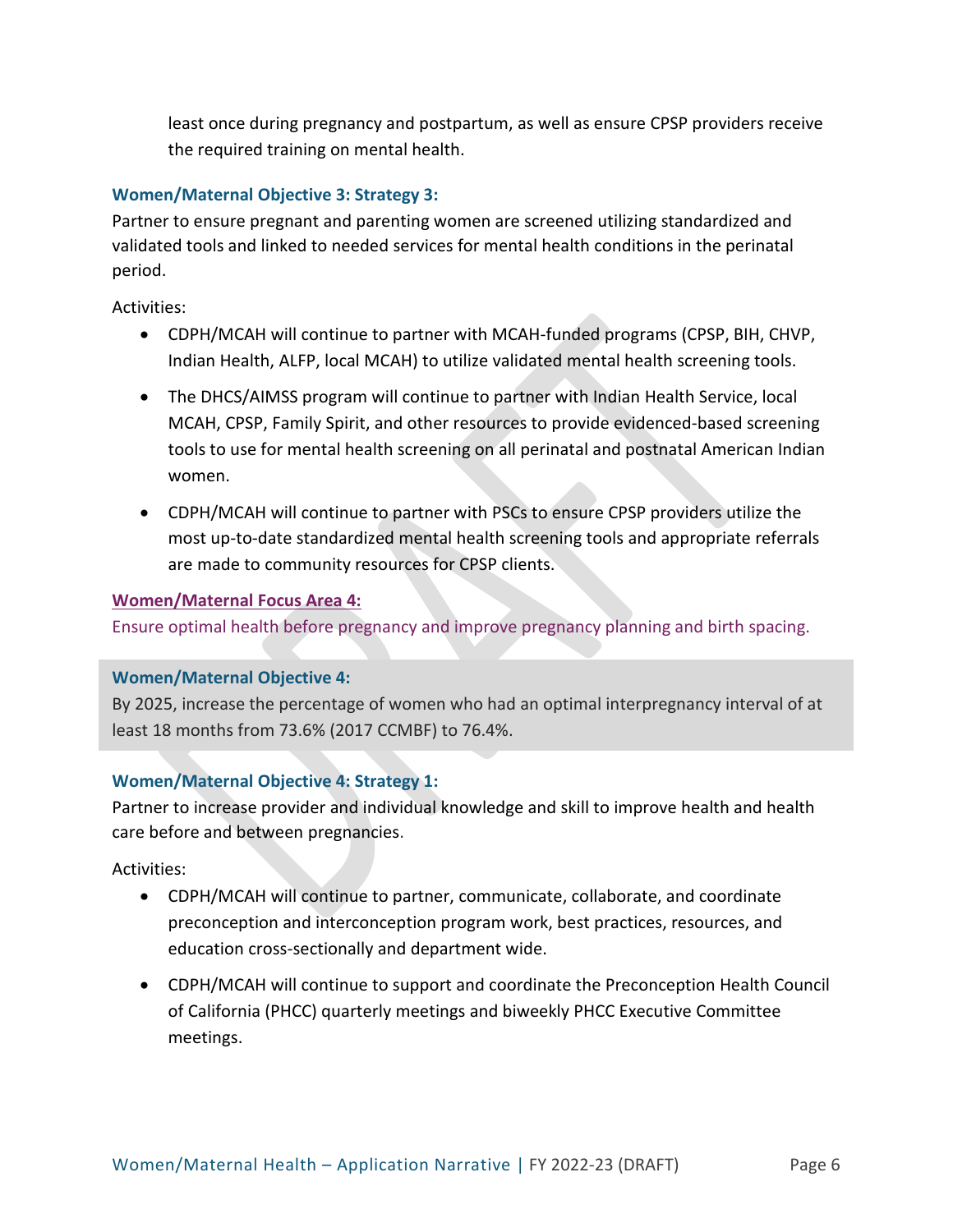least once during pregnancy and postpartum, as well as ensure CPSP providers receive the required training on mental health.

### Women/Maternal Objective 3: Strategy 3:

Partner to ensure pregnant and parenting women are screened utilizing standardized and validated tools and linked to needed services for mental health conditions in the perinatal period.

Activities:

- CDPH/MCAH will continue to partner with MCAH-funded programs (CPSP, BIH, CHVP, Indian Health, ALFP, local MCAH) to utilize validated mental health screening tools.
- The DHCS/AIMSS program will continue to partner with Indian Health Service, local MCAH, CPSP, Family Spirit, and other resources to provide evidenced-based screening tools to use for mental health screening on all perinatal and postnatal American Indian women.
- CDPH/MCAH will continue to partner with PSCs to ensure CPSP providers utilize the most up-to-date standardized mental health screening tools and appropriate referrals are made to community resources for CPSP clients.

## Women/Maternal Focus Area 4:

Ensure optimal health before pregnancy and improve pregnancy planning and birth spacing.

### Women/Maternal Objective 4:

By 2025, increase the percentage of women who had an optimal interpregnancy interval of at least 18 months from 73.6% (2017 CCMBF) to 76.4%.

### Women/Maternal Objective 4: Strategy 1:

Partner to increase provider and individual knowledge and skill to improve health and health care before and between pregnancies.

Activities:

- CDPH/MCAH will continue to partner, communicate, collaborate, and coordinate preconception and interconception program work, best practices, resources, and education cross-sectionally and department wide.
- CDPH/MCAH will continue to support and coordinate the Preconception Health Council of California (PHCC) quarterly meetings and biweekly PHCC Executive Committee meetings.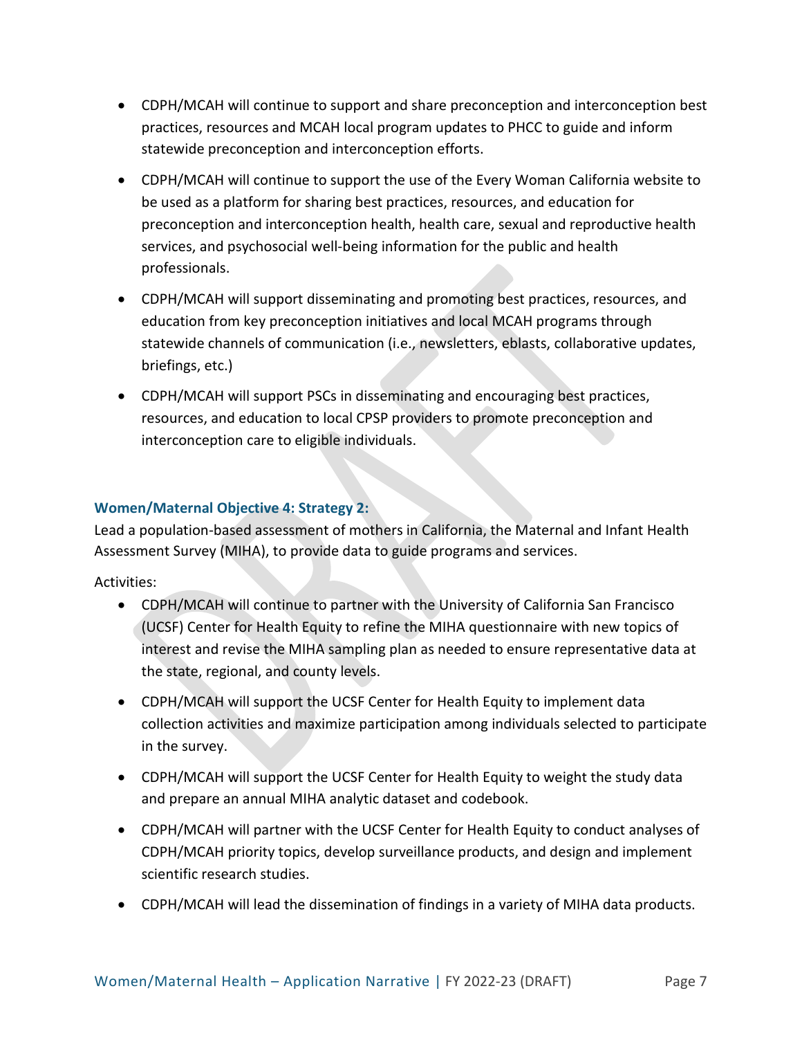- CDPH/MCAH will continue to support and share preconception and interconception best practices, resources and MCAH local program updates to PHCC to guide and inform statewide preconception and interconception efforts.
- CDPH/MCAH will continue to support the use of the Every Woman California website to be used as a platform for sharing best practices, resources, and education for preconception and interconception health, health care, sexual and reproductive health services, and psychosocial well-being information for the public and health professionals.
- CDPH/MCAH will support disseminating and promoting best practices, resources, and education from key preconception initiatives and local MCAH programs through statewide channels of communication (i.e., newsletters, eblasts, collaborative updates, briefings, etc.)
- CDPH/MCAH will support PSCs in disseminating and encouraging best practices, resources, and education to local CPSP providers to promote preconception and interconception care to eligible individuals.

#### Women/Maternal Objective 4: Strategy 2:

Lead a population-based assessment of mothers in California, the Maternal and Infant Health Assessment Survey (MIHA), to provide data to guide programs and services.

Activities:

- CDPH/MCAH will continue to partner with the University of California San Francisco (UCSF) Center for Health Equity to refine the MIHA questionnaire with new topics of interest and revise the MIHA sampling plan as needed to ensure representative data at the state, regional, and county levels.
- CDPH/MCAH will support the UCSF Center for Health Equity to implement data collection activities and maximize participation among individuals selected to participate in the survey.
- CDPH/MCAH will support the UCSF Center for Health Equity to weight the study data and prepare an annual MIHA analytic dataset and codebook.
- CDPH/MCAH will partner with the UCSF Center for Health Equity to conduct analyses of CDPH/MCAH priority topics, develop surveillance products, and design and implement scientific research studies.
- CDPH/MCAH will lead the dissemination of findings in a variety of MIHA data products.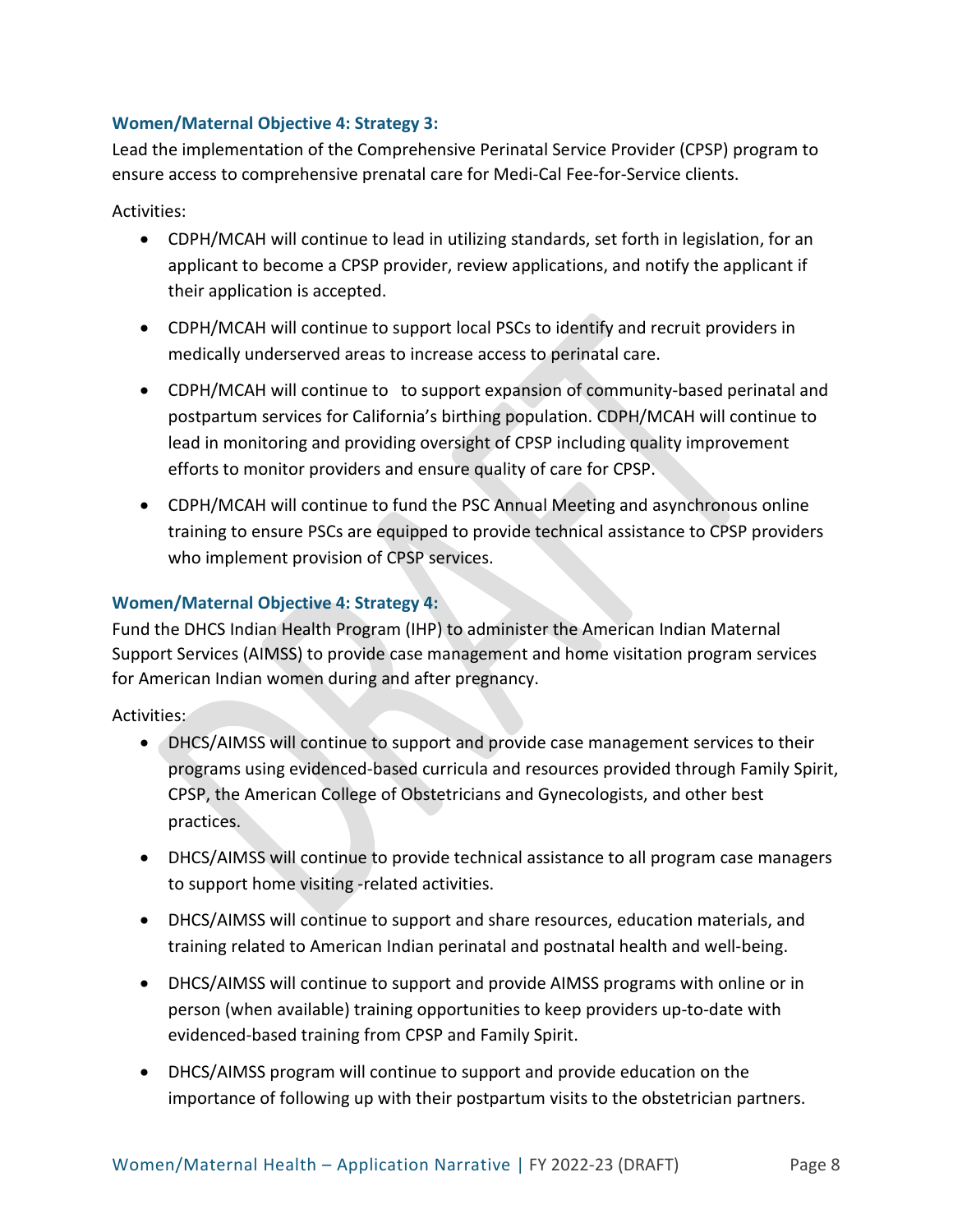### Women/Maternal Objective 4: Strategy 3:

Lead the implementation of the Comprehensive Perinatal Service Provider (CPSP) program to ensure access to comprehensive prenatal care for Medi-Cal Fee-for-Service clients.

Activities:

- CDPH/MCAH will continue to lead in utilizing standards, set forth in legislation, for an applicant to become a CPSP provider, review applications, and notify the applicant if their application is accepted.
- CDPH/MCAH will continue to support local PSCs to identify and recruit providers in medically underserved areas to increase access to perinatal care.
- CDPH/MCAH will continue to  to support expansion of community-based perinatal and postpartum services for California's birthing population. CDPH/MCAH will continue to lead in monitoring and providing oversight of CPSP including quality improvement efforts to monitor providers and ensure quality of care for CPSP.
- CDPH/MCAH will continue to fund the PSC Annual Meeting and asynchronous online training to ensure PSCs are equipped to provide technical assistance to CPSP providers who implement provision of CPSP services.

### Women/Maternal Objective 4: Strategy 4:

Fund the DHCS Indian Health Program (IHP) to administer the American Indian Maternal Support Services (AIMSS) to provide case management and home visitation program services for American Indian women during and after pregnancy.

Activities:

- DHCS/AIMSS will continue to support and provide case management services to their programs using evidenced-based curricula and resources provided through Family Spirit, CPSP, the American College of Obstetricians and Gynecologists, and other best practices.
- DHCS/AIMSS will continue to provide technical assistance to all program case managers to support home visiting -related activities.
- DHCS/AIMSS will continue to support and share resources, education materials, and training related to American Indian perinatal and postnatal health and well-being.
- DHCS/AIMSS will continue to support and provide AIMSS programs with online or in person (when available) training opportunities to keep providers up-to-date with evidenced-based training from CPSP and Family Spirit.
- DHCS/AIMSS program will continue to support and provide education on the importance of following up with their postpartum visits to the obstetrician partners.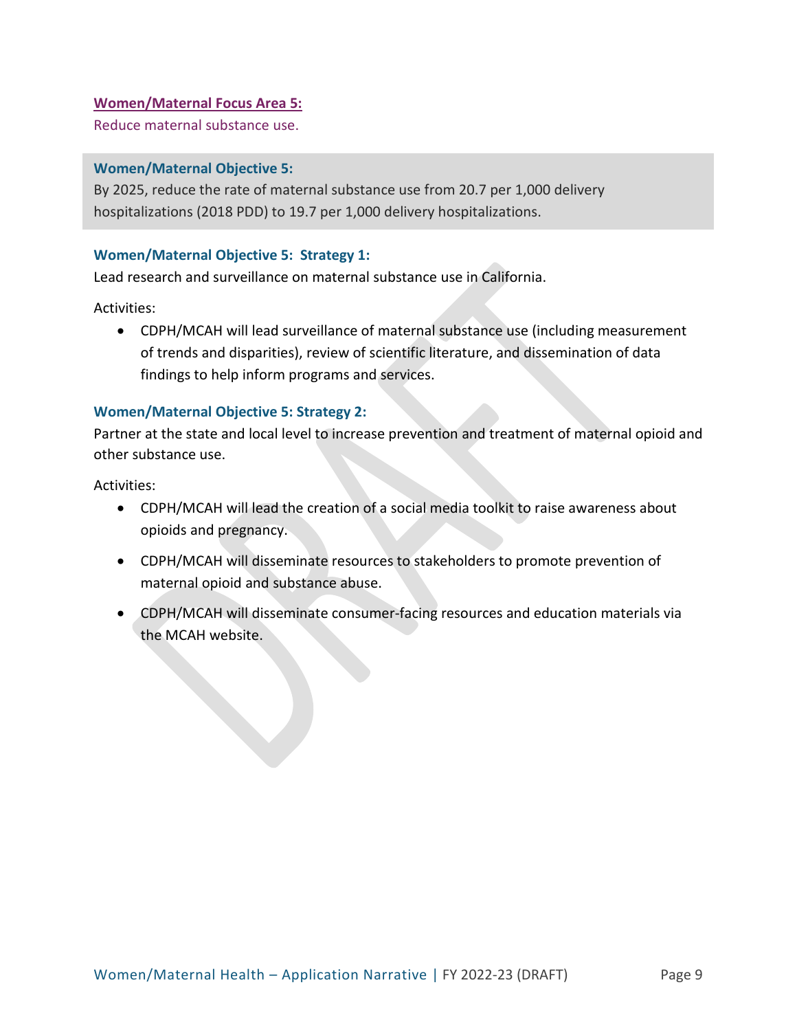## Women/Maternal Focus Area 5:

Reduce maternal substance use.

### Women/Maternal Objective 5:

By 2025, reduce the rate of maternal substance use from 20.7 per 1,000 delivery hospitalizations (2018 PDD) to 19.7 per 1,000 delivery hospitalizations.

### Women/Maternal Objective 5: Strategy 1:

Lead research and surveillance on maternal substance use in California.

Activities:

- CDPH/MCAH will lead surveillance of maternal substance use (including measurement of trends and disparities), review of scientific literature, and dissemination of data findings to help inform programs and services.

### Women/Maternal Objective 5: Strategy 2:

Partner at the state and local level to increase prevention and treatment of maternal opioid and other substance use.

Activities:

- CDPH/MCAH will lead the creation of a social media toolkit to raise awareness about opioids and pregnancy.
- CDPH/MCAH will disseminate resources to stakeholders to promote prevention of maternal opioid and substance abuse.
- CDPH/MCAH will disseminate consumer-facing resources and education materials via the MCAH website.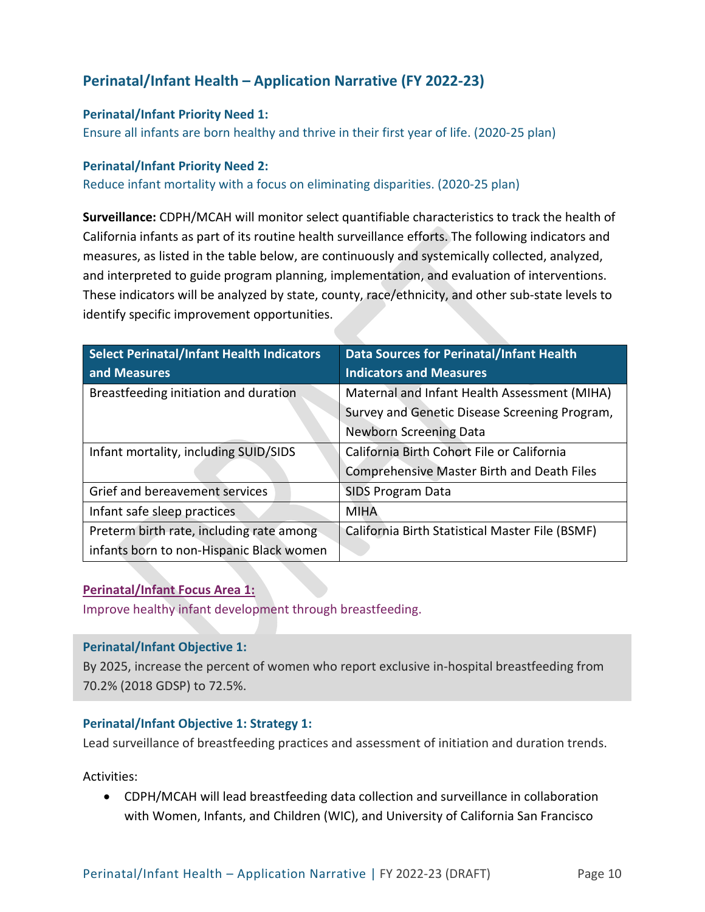## Perinatal/Infant Health – Application Narrative (FY 2022-23)

### Perinatal/Infant Priority Need 1:

Ensure all infants are born healthy and thrive in their first year of life. (2020-25 plan)

### Perinatal/Infant Priority Need 2:

Reduce infant mortality with a focus on eliminating disparities. (2020-25 plan)

**Surveillance:** CDPH/MCAH will monitor select quantifiable characteristics to track the health of California infants as part of its routine health surveillance efforts. The following indicators and measures, as listed in the table below, are continuously and systemically collected, analyzed, and interpreted to guide program planning, implementation, and evaluation of interventions. These indicators will be analyzed by state, county, race/ethnicity, and other sub-state levels to identify specific improvement opportunities.

| Select Perinatal/Infant Health Indicators and Measures | Data Sources for Perinatal/Infant Health Indicators and Measures |
| --- | --- |
| Breastfeeding initiation and duration | Maternal and Infant Health Assessment (MIHA) Survey and Genetic Disease Screening Program, Newborn Screening Data |
| Infant mortality, including SUID/SIDS | California Birth Cohort File or California Comprehensive Master Birth and Death Files |
| Grief and bereavement services | SIDS Program Data |
| Infant safe sleep practices | MIHA |
| Preterm birth rate, including rate among infants born to non-Hispanic Black women | California Birth Statistical Master File (BSMF) |

### Perinatal/Infant Focus Area 1:

Improve healthy infant development through breastfeeding.

### Perinatal/Infant Objective 1:

By 2025, increase the percent of women who report exclusive in-hospital breastfeeding from 70.2% (2018 GDSP) to 72.5%.

### Perinatal/Infant Objective 1: Strategy 1:

Lead surveillance of breastfeeding practices and assessment of initiation and duration trends.

Activities:

- CDPH/MCAH will lead breastfeeding data collection and surveillance in collaboration with Women, Infants, and Children (WIC), and University of California San Francisco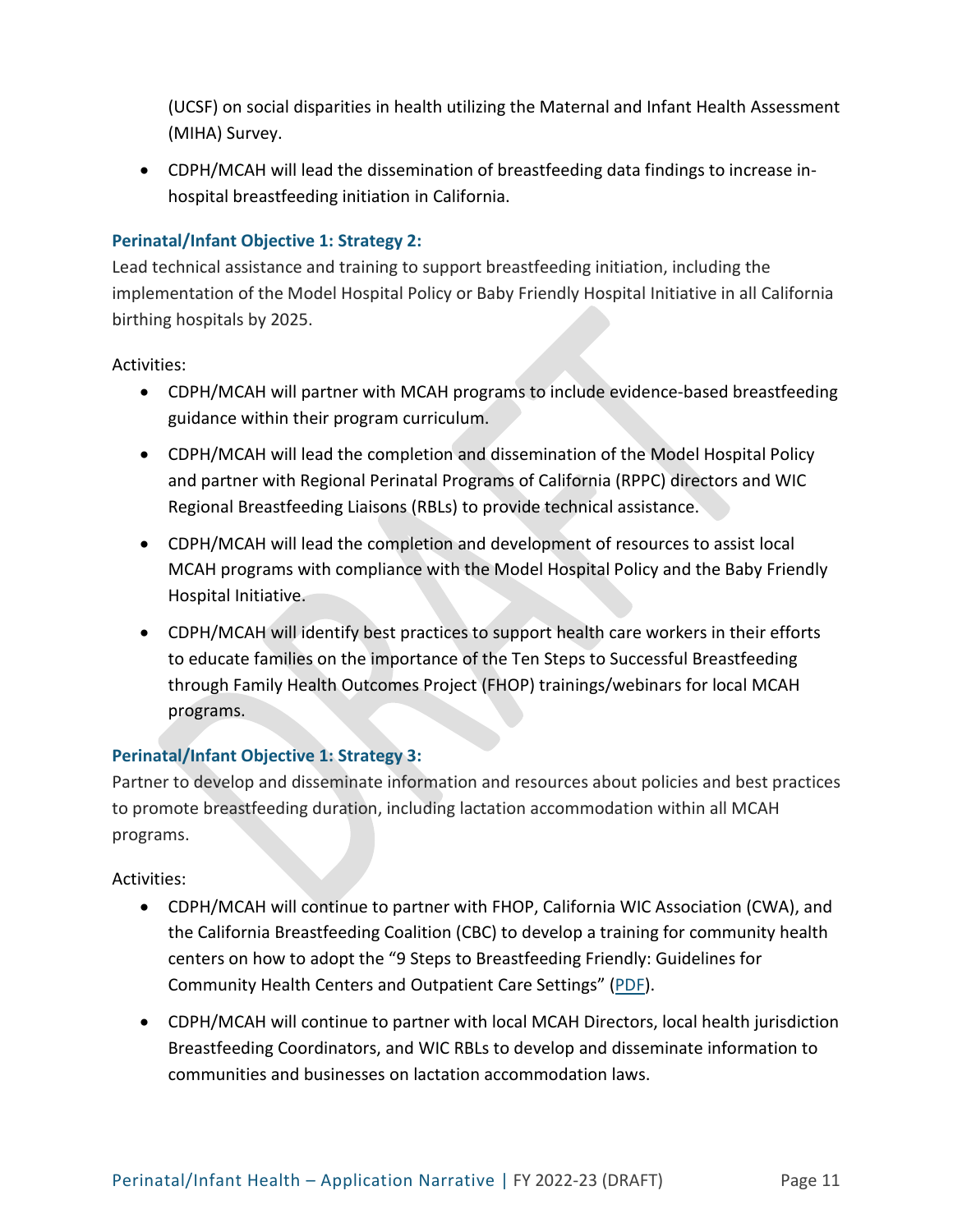(UCSF) on social disparities in health utilizing the Maternal and Infant Health Assessment (MIHA) Survey.

- CDPH/MCAH will lead the dissemination of breastfeeding data findings to increase in-hospital breastfeeding initiation in California.

### Perinatal/Infant Objective 1: Strategy 2:

Lead technical assistance and training to support breastfeeding initiation, including the implementation of the Model Hospital Policy or Baby Friendly Hospital Initiative in all California birthing hospitals by 2025.

Activities:

- CDPH/MCAH will partner with MCAH programs to include evidence-based breastfeeding guidance within their program curriculum.
- CDPH/MCAH will lead the completion and dissemination of the Model Hospital Policy and partner with Regional Perinatal Programs of California (RPPC) directors and WIC Regional Breastfeeding Liaisons (RBLs) to provide technical assistance.
- CDPH/MCAH will lead the completion and development of resources to assist local MCAH programs with compliance with the Model Hospital Policy and the Baby Friendly Hospital Initiative.
- CDPH/MCAH will identify best practices to support health care workers in their efforts to educate families on the importance of the Ten Steps to Successful Breastfeeding through Family Health Outcomes Project (FHOP) trainings/webinars for local MCAH programs.

### Perinatal/Infant Objective 1: Strategy 3:

Partner to develop and disseminate information and resources about policies and best practices to promote breastfeeding duration, including lactation accommodation within all MCAH programs.

Activities:

- CDPH/MCAH will continue to partner with FHOP, California WIC Association (CWA), and the California Breastfeeding Coalition (CBC) to develop a training for community health centers on how to adopt the "9 Steps to Breastfeeding Friendly: Guidelines for Community Health Centers and Outpatient Care Settings" (PDF).
- CDPH/MCAH will continue to partner with local MCAH Directors, local health jurisdiction Breastfeeding Coordinators, and WIC RBLs to develop and disseminate information to communities and businesses on lactation accommodation laws.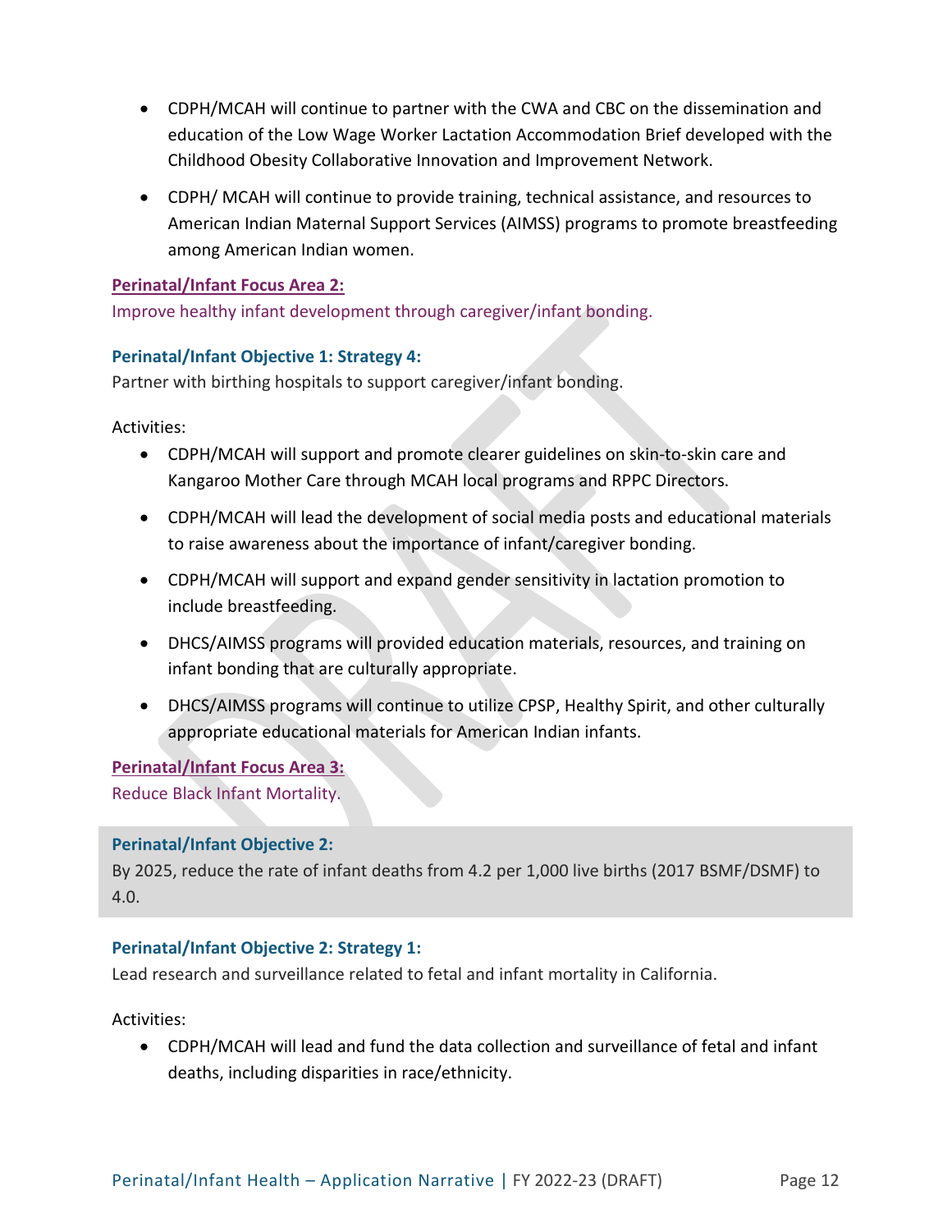- CDPH/MCAH will continue to partner with the CWA and CBC on the dissemination and education of the Low Wage Worker Lactation Accommodation Brief developed with the Childhood Obesity Collaborative Innovation and Improvement Network.
- CDPH/ MCAH will continue to provide training, technical assistance, and resources to American Indian Maternal Support Services (AIMSS) programs to promote breastfeeding among American Indian women.

**Perinatal/Infant Focus Area 2:**

Improve healthy infant development through caregiver/infant bonding.

**Perinatal/Infant Objective 1: Strategy 4:**

Partner with birthing hospitals to support caregiver/infant bonding.

Activities:

- CDPH/MCAH will support and promote clearer guidelines on skin-to-skin care and Kangaroo Mother Care through MCAH local programs and RPPC Directors.
- CDPH/MCAH will lead the development of social media posts and educational materials to raise awareness about the importance of infant/caregiver bonding.
- CDPH/MCAH will support and expand gender sensitivity in lactation promotion to include breastfeeding.
- DHCS/AIMSS programs will provided education materials, resources, and training on infant bonding that are culturally appropriate.
- DHCS/AIMSS programs will continue to utilize CPSP, Healthy Spirit, and other culturally appropriate educational materials for American Indian infants.

**Perinatal/Infant Focus Area 3:**

Reduce Black Infant Mortality.

**Perinatal/Infant Objective 2:**

By 2025, reduce the rate of infant deaths from 4.2 per 1,000 live births (2017 BSMF/DSMF) to 4.0.

**Perinatal/Infant Objective 2: Strategy 1:**

Lead research and surveillance related to fetal and infant mortality in California.

Activities:

- CDPH/MCAH will lead and fund the data collection and surveillance of fetal and infant deaths, including disparities in race/ethnicity.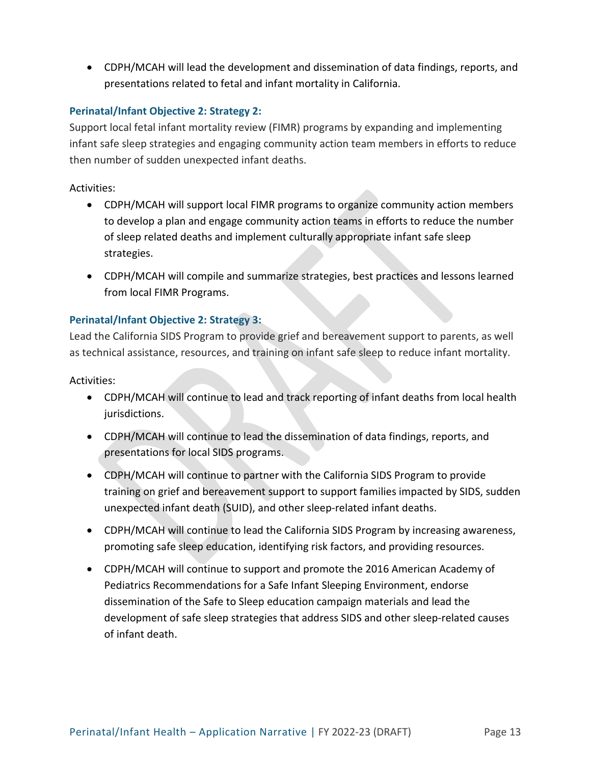- CDPH/MCAH will lead the development and dissemination of data findings, reports, and presentations related to fetal and infant mortality in California.

#### Perinatal/Infant Objective 2: Strategy 2:

Support local fetal infant mortality review (FIMR) programs by expanding and implementing infant safe sleep strategies and engaging community action team members in efforts to reduce then number of sudden unexpected infant deaths.

Activities:

- CDPH/MCAH will support local FIMR programs to organize community action members to develop a plan and engage community action teams in efforts to reduce the number of sleep related deaths and implement culturally appropriate infant safe sleep strategies.
- CDPH/MCAH will compile and summarize strategies, best practices and lessons learned from local FIMR Programs.

#### Perinatal/Infant Objective 2: Strategy 3:

Lead the California SIDS Program to provide grief and bereavement support to parents, as well as technical assistance, resources, and training on infant safe sleep to reduce infant mortality.

Activities:

- CDPH/MCAH will continue to lead and track reporting of infant deaths from local health jurisdictions.
- CDPH/MCAH will continue to lead the dissemination of data findings, reports, and presentations for local SIDS programs.
- CDPH/MCAH will continue to partner with the California SIDS Program to provide training on grief and bereavement support to support families impacted by SIDS, sudden unexpected infant death (SUID), and other sleep-related infant deaths.
- CDPH/MCAH will continue to lead the California SIDS Program by increasing awareness, promoting safe sleep education, identifying risk factors, and providing resources.
- CDPH/MCAH will continue to support and promote the 2016 American Academy of Pediatrics Recommendations for a Safe Infant Sleeping Environment, endorse dissemination of the Safe to Sleep education campaign materials and lead the development of safe sleep strategies that address SIDS and other sleep-related causes of infant death.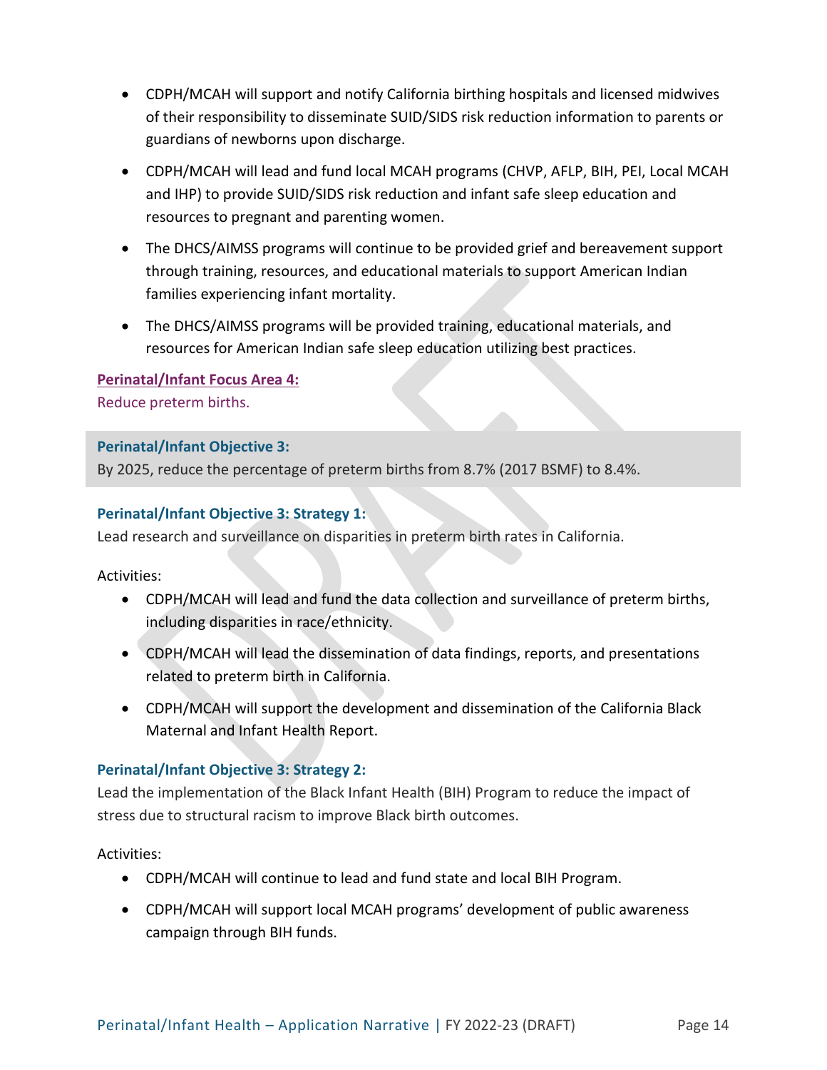- CDPH/MCAH will support and notify California birthing hospitals and licensed midwives of their responsibility to disseminate SUID/SIDS risk reduction information to parents or guardians of newborns upon discharge.
- CDPH/MCAH will lead and fund local MCAH programs (CHVP, AFLP, BIH, PEI, Local MCAH and IHP) to provide SUID/SIDS risk reduction and infant safe sleep education and resources to pregnant and parenting women.
- The DHCS/AIMSS programs will continue to be provided grief and bereavement support through training, resources, and educational materials to support American Indian families experiencing infant mortality.
- The DHCS/AIMSS programs will be provided training, educational materials, and resources for American Indian safe sleep education utilizing best practices.

**Perinatal/Infant Focus Area 4:**

Reduce preterm births.

**Perinatal/Infant Objective 3:**

By 2025, reduce the percentage of preterm births from 8.7% (2017 BSMF) to 8.4%.

**Perinatal/Infant Objective 3: Strategy 1:**

Lead research and surveillance on disparities in preterm birth rates in California.

Activities:

- CDPH/MCAH will lead and fund the data collection and surveillance of preterm births, including disparities in race/ethnicity.
- CDPH/MCAH will lead the dissemination of data findings, reports, and presentations related to preterm birth in California.
- CDPH/MCAH will support the development and dissemination of the California Black Maternal and Infant Health Report.

**Perinatal/Infant Objective 3: Strategy 2:**

Lead the implementation of the Black Infant Health (BIH) Program to reduce the impact of stress due to structural racism to improve Black birth outcomes.

Activities:

- CDPH/MCAH will continue to lead and fund state and local BIH Program.
- CDPH/MCAH will support local MCAH programs' development of public awareness campaign through BIH funds.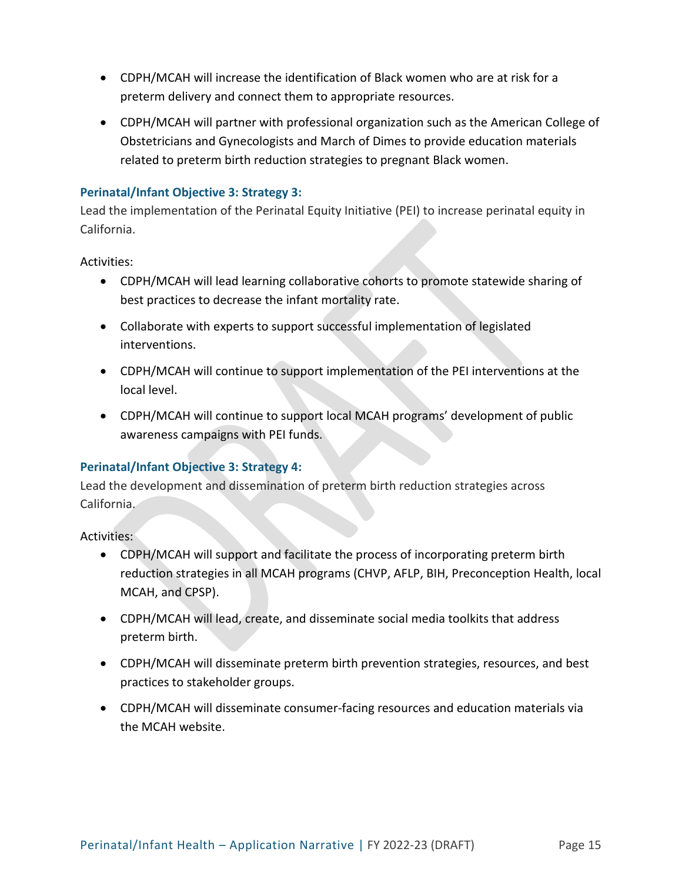- CDPH/MCAH will increase the identification of Black women who are at risk for a preterm delivery and connect them to appropriate resources.
- CDPH/MCAH will partner with professional organization such as the American College of Obstetricians and Gynecologists and March of Dimes to provide education materials related to preterm birth reduction strategies to pregnant Black women.

#### Perinatal/Infant Objective 3: Strategy 3:

Lead the implementation of the Perinatal Equity Initiative (PEI) to increase perinatal equity in California.

Activities:

- CDPH/MCAH will lead learning collaborative cohorts to promote statewide sharing of best practices to decrease the infant mortality rate.
- Collaborate with experts to support successful implementation of legislated interventions.
- CDPH/MCAH will continue to support implementation of the PEI interventions at the local level.
- CDPH/MCAH will continue to support local MCAH programs' development of public awareness campaigns with PEI funds.

#### Perinatal/Infant Objective 3: Strategy 4:

Lead the development and dissemination of preterm birth reduction strategies across California.

Activities:

- CDPH/MCAH will support and facilitate the process of incorporating preterm birth reduction strategies in all MCAH programs (CHVP, AFLP, BIH, Preconception Health, local MCAH, and CPSP).
- CDPH/MCAH will lead, create, and disseminate social media toolkits that address preterm birth.
- CDPH/MCAH will disseminate preterm birth prevention strategies, resources, and best practices to stakeholder groups.
- CDPH/MCAH will disseminate consumer-facing resources and education materials via the MCAH website.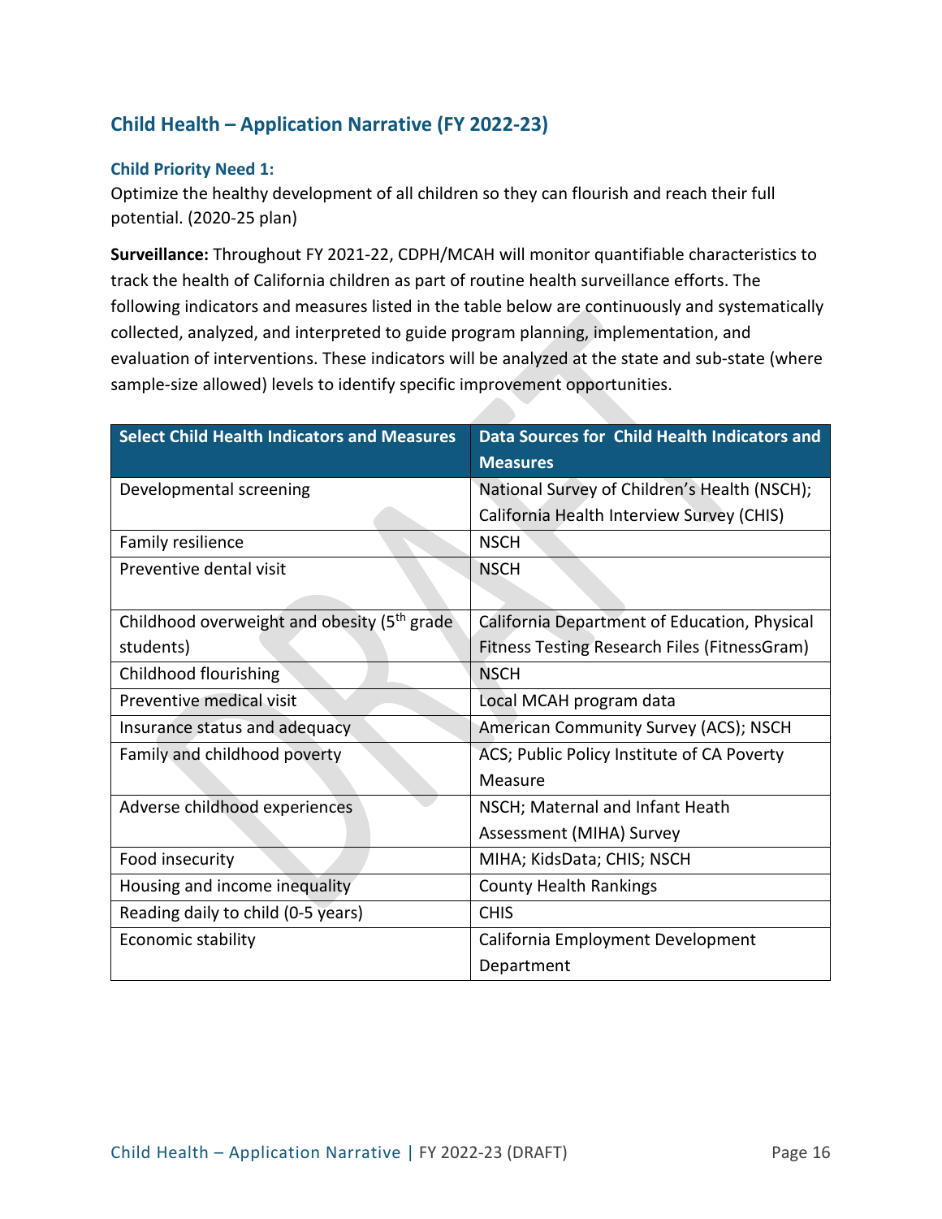## Child Health – Application Narrative (FY 2022-23)

### Child Priority Need 1:

Optimize the healthy development of all children so they can flourish and reach their full potential. (2020-25 plan)

**Surveillance:** Throughout FY 2021-22, CDPH/MCAH will monitor quantifiable characteristics to track the health of California children as part of routine health surveillance efforts. The following indicators and measures listed in the table below are continuously and systematically collected, analyzed, and interpreted to guide program planning, implementation, and evaluation of interventions. These indicators will be analyzed at the state and sub-state (where sample-size allowed) levels to identify specific improvement opportunities.

| Select Child Health Indicators and Measures | Data Sources for Child Health Indicators and Measures |
| --- | --- |
| Developmental screening | National Survey of Children's Health (NSCH); California Health Interview Survey (CHIS) |
| Family resilience | NSCH |
| Preventive dental visit | NSCH |
| Childhood overweight and obesity (5th grade students) | California Department of Education, Physical Fitness Testing Research Files (FitnessGram) |
| Childhood flourishing | NSCH |
| Preventive medical visit | Local MCAH program data |
| Insurance status and adequacy | American Community Survey (ACS); NSCH |
| Family and childhood poverty | ACS; Public Policy Institute of CA Poverty Measure |
| Adverse childhood experiences | NSCH; Maternal and Infant Heath Assessment (MIHA) Survey |
| Food insecurity | MIHA; KidsData; CHIS; NSCH |
| Housing and income inequality | County Health Rankings |
| Reading daily to child (0-5 years) | CHIS |
| Economic stability | California Employment Development Department |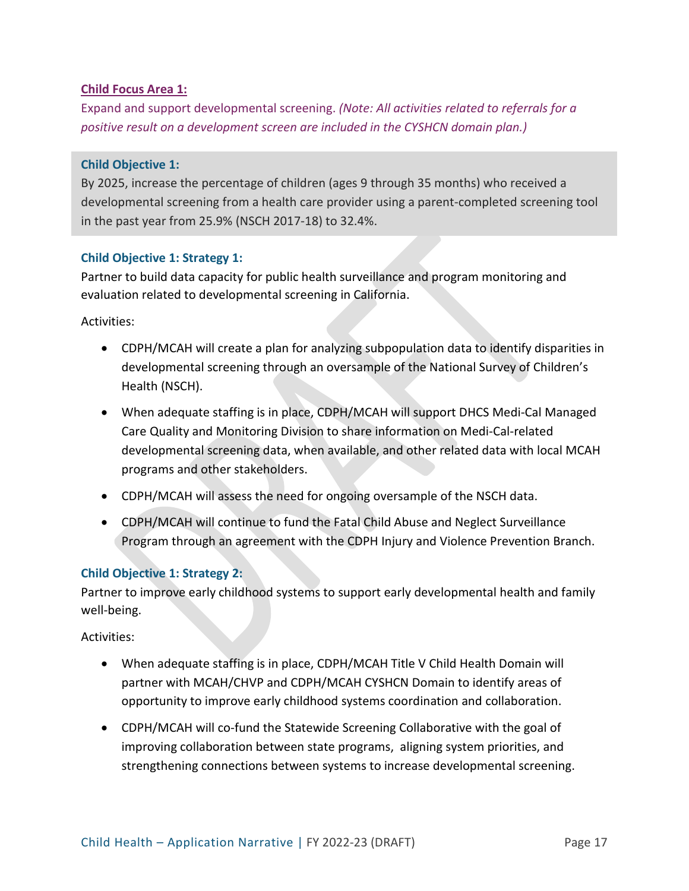**Child Focus Area 1:**

Expand and support developmental screening. *(Note: All activities related to referrals for a positive result on a development screen are included in the CYSHCN domain plan.)*

**Child Objective 1:**

By 2025, increase the percentage of children (ages 9 through 35 months) who received a developmental screening from a health care provider using a parent-completed screening tool in the past year from 25.9% (NSCH 2017-18) to 32.4%.

**Child Objective 1: Strategy 1:**

Partner to build data capacity for public health surveillance and program monitoring and evaluation related to developmental screening in California.

Activities:

- CDPH/MCAH will create a plan for analyzing subpopulation data to identify disparities in developmental screening through an oversample of the National Survey of Children's Health (NSCH).
- When adequate staffing is in place, CDPH/MCAH will support DHCS Medi-Cal Managed Care Quality and Monitoring Division to share information on Medi-Cal-related developmental screening data, when available, and other related data with local MCAH programs and other stakeholders.
- CDPH/MCAH will assess the need for ongoing oversample of the NSCH data.
- CDPH/MCAH will continue to fund the Fatal Child Abuse and Neglect Surveillance Program through an agreement with the CDPH Injury and Violence Prevention Branch.

**Child Objective 1: Strategy 2:**

Partner to improve early childhood systems to support early developmental health and family well-being.

Activities:

- When adequate staffing is in place, CDPH/MCAH Title V Child Health Domain will partner with MCAH/CHVP and CDPH/MCAH CYSHCN Domain to identify areas of opportunity to improve early childhood systems coordination and collaboration.
- CDPH/MCAH will co-fund the Statewide Screening Collaborative with the goal of improving collaboration between state programs, aligning system priorities, and strengthening connections between systems to increase developmental screening.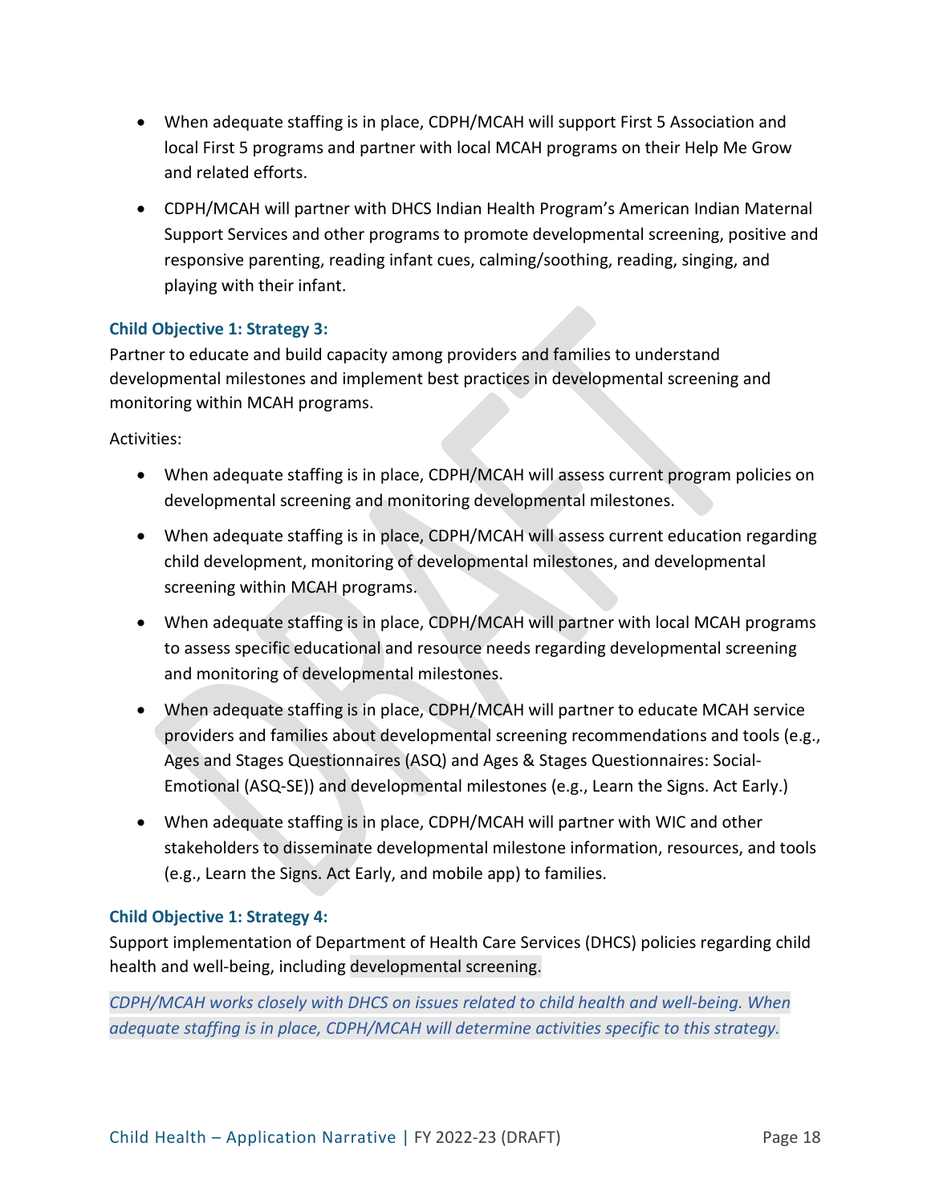- When adequate staffing is in place, CDPH/MCAH will support First 5 Association and local First 5 programs and partner with local MCAH programs on their Help Me Grow and related efforts.
- CDPH/MCAH will partner with DHCS Indian Health Program's American Indian Maternal Support Services and other programs to promote developmental screening, positive and responsive parenting, reading infant cues, calming/soothing, reading, singing, and playing with their infant.

### Child Objective 1: Strategy 3:

Partner to educate and build capacity among providers and families to understand developmental milestones and implement best practices in developmental screening and monitoring within MCAH programs.

Activities:

- When adequate staffing is in place, CDPH/MCAH will assess current program policies on developmental screening and monitoring developmental milestones.
- When adequate staffing is in place, CDPH/MCAH will assess current education regarding child development, monitoring of developmental milestones, and developmental screening within MCAH programs.
- When adequate staffing is in place, CDPH/MCAH will partner with local MCAH programs to assess specific educational and resource needs regarding developmental screening and monitoring of developmental milestones.
- When adequate staffing is in place, CDPH/MCAH will partner to educate MCAH service providers and families about developmental screening recommendations and tools (e.g., Ages and Stages Questionnaires (ASQ) and Ages & Stages Questionnaires: Social-Emotional (ASQ-SE)) and developmental milestones (e.g., Learn the Signs. Act Early.)
- When adequate staffing is in place, CDPH/MCAH will partner with WIC and other stakeholders to disseminate developmental milestone information, resources, and tools (e.g., Learn the Signs. Act Early, and mobile app) to families.

### Child Objective 1: Strategy 4:

Support implementation of Department of Health Care Services (DHCS) policies regarding child health and well-being, including developmental screening.

*CDPH/MCAH works closely with DHCS on issues related to child health and well-being. When adequate staffing is in place, CDPH/MCAH will determine activities specific to this strategy.*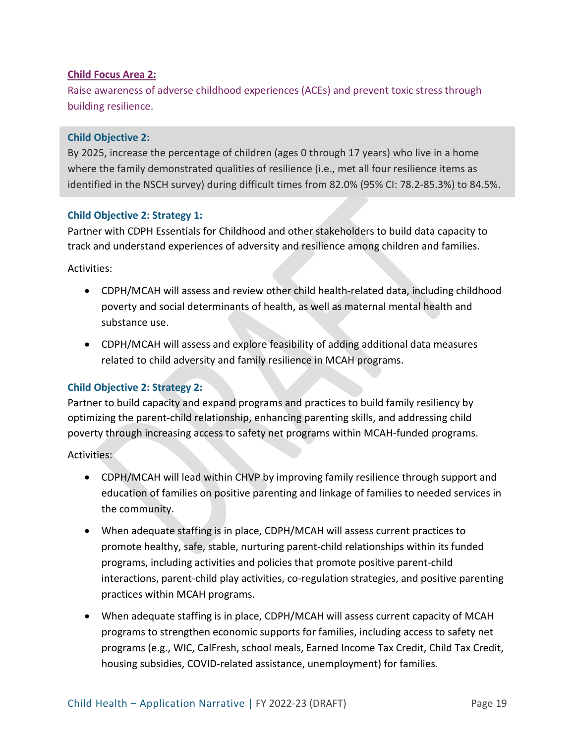### Child Focus Area 2:

Raise awareness of adverse childhood experiences (ACEs) and prevent toxic stress through building resilience.

**Child Objective 2:**

By 2025, increase the percentage of children (ages 0 through 17 years) who live in a home where the family demonstrated qualities of resilience (i.e., met all four resilience items as identified in the NSCH survey) during difficult times from 82.0% (95% CI: 78.2-85.3%) to 84.5%.

**Child Objective 2: Strategy 1:**

Partner with CDPH Essentials for Childhood and other stakeholders to build data capacity to track and understand experiences of adversity and resilience among children and families.

Activities:

- CDPH/MCAH will assess and review other child health-related data, including childhood poverty and social determinants of health, as well as maternal mental health and substance use.
- CDPH/MCAH will assess and explore feasibility of adding additional data measures related to child adversity and family resilience in MCAH programs.

**Child Objective 2: Strategy 2:**

Partner to build capacity and expand programs and practices to build family resiliency by optimizing the parent-child relationship, enhancing parenting skills, and addressing child poverty through increasing access to safety net programs within MCAH-funded programs.

Activities:

- CDPH/MCAH will lead within CHVP by improving family resilience through support and education of families on positive parenting and linkage of families to needed services in the community.
- When adequate staffing is in place, CDPH/MCAH will assess current practices to promote healthy, safe, stable, nurturing parent-child relationships within its funded programs, including activities and policies that promote positive parent-child interactions, parent-child play activities, co-regulation strategies, and positive parenting practices within MCAH programs.
- When adequate staffing is in place, CDPH/MCAH will assess current capacity of MCAH programs to strengthen economic supports for families, including access to safety net programs (e.g., WIC, CalFresh, school meals, Earned Income Tax Credit, Child Tax Credit, housing subsidies, COVID-related assistance, unemployment) for families.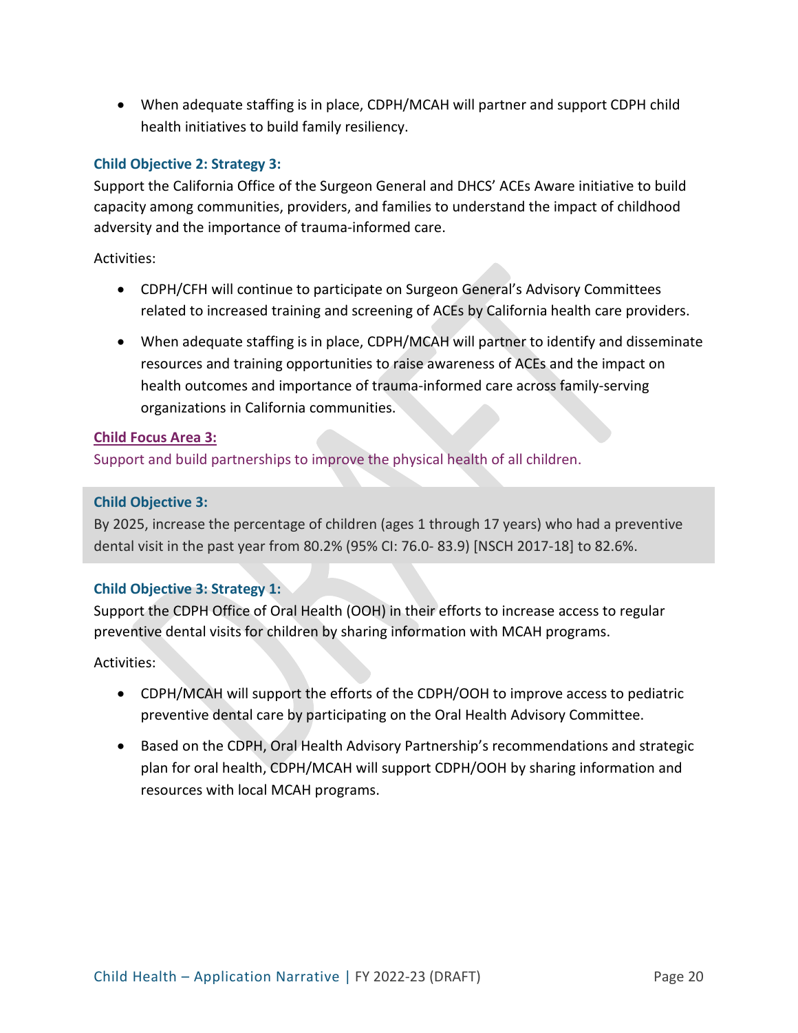- When adequate staffing is in place, CDPH/MCAH will partner and support CDPH child health initiatives to build family resiliency.

#### Child Objective 2: Strategy 3:

Support the California Office of the Surgeon General and DHCS' ACEs Aware initiative to build capacity among communities, providers, and families to understand the impact of childhood adversity and the importance of trauma-informed care.

Activities:

- CDPH/CFH will continue to participate on Surgeon General's Advisory Committees related to increased training and screening of ACEs by California health care providers.
- When adequate staffing is in place, CDPH/MCAH will partner to identify and disseminate resources and training opportunities to raise awareness of ACEs and the impact on health outcomes and importance of trauma-informed care across family-serving organizations in California communities.

### Child Focus Area 3:

Support and build partnerships to improve the physical health of all children.

#### Child Objective 3:

By 2025, increase the percentage of children (ages 1 through 17 years) who had a preventive dental visit in the past year from 80.2% (95% CI: 76.0- 83.9) [NSCH 2017-18] to 82.6%.

#### Child Objective 3: Strategy 1:

Support the CDPH Office of Oral Health (OOH) in their efforts to increase access to regular preventive dental visits for children by sharing information with MCAH programs.

Activities:

- CDPH/MCAH will support the efforts of the CDPH/OOH to improve access to pediatric preventive dental care by participating on the Oral Health Advisory Committee.
- Based on the CDPH, Oral Health Advisory Partnership's recommendations and strategic plan for oral health, CDPH/MCAH will support CDPH/OOH by sharing information and resources with local MCAH programs.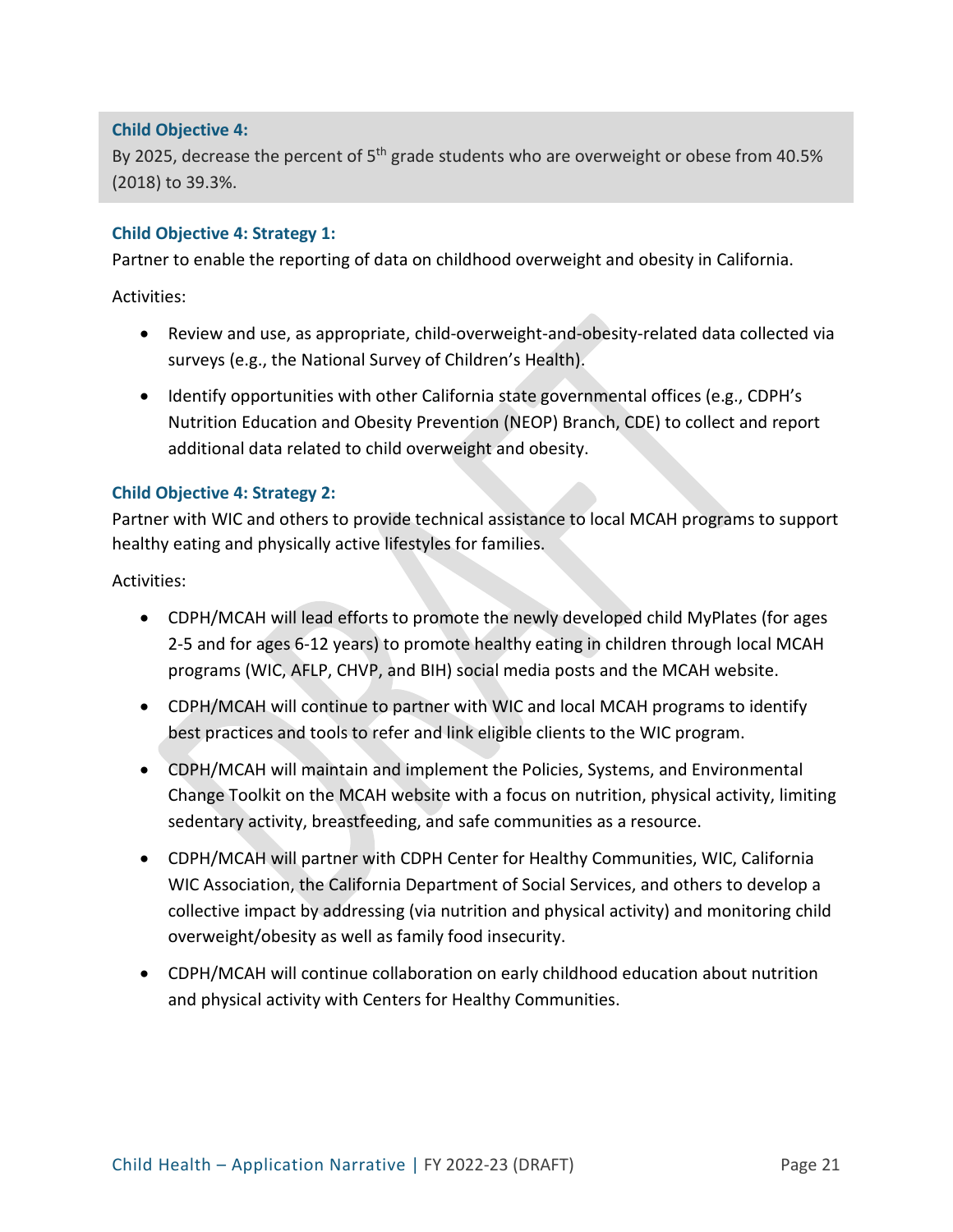**Child Objective 4:**

By 2025, decrease the percent of 5th grade students who are overweight or obese from 40.5% (2018) to 39.3%.

### Child Objective 4: Strategy 1:

Partner to enable the reporting of data on childhood overweight and obesity in California.

Activities:

- Review and use, as appropriate, child-overweight-and-obesity-related data collected via surveys (e.g., the National Survey of Children's Health).
- Identify opportunities with other California state governmental offices (e.g., CDPH's Nutrition Education and Obesity Prevention (NEOP) Branch, CDE) to collect and report additional data related to child overweight and obesity.

### Child Objective 4: Strategy 2:

Partner with WIC and others to provide technical assistance to local MCAH programs to support healthy eating and physically active lifestyles for families.

Activities:

- CDPH/MCAH will lead efforts to promote the newly developed child MyPlates (for ages 2-5 and for ages 6-12 years) to promote healthy eating in children through local MCAH programs (WIC, AFLP, CHVP, and BIH) social media posts and the MCAH website.
- CDPH/MCAH will continue to partner with WIC and local MCAH programs to identify best practices and tools to refer and link eligible clients to the WIC program.
- CDPH/MCAH will maintain and implement the Policies, Systems, and Environmental Change Toolkit on the MCAH website with a focus on nutrition, physical activity, limiting sedentary activity, breastfeeding, and safe communities as a resource.
- CDPH/MCAH will partner with CDPH Center for Healthy Communities, WIC, California WIC Association, the California Department of Social Services, and others to develop a collective impact by addressing (via nutrition and physical activity) and monitoring child overweight/obesity as well as family food insecurity.
- CDPH/MCAH will continue collaboration on early childhood education about nutrition and physical activity with Centers for Healthy Communities.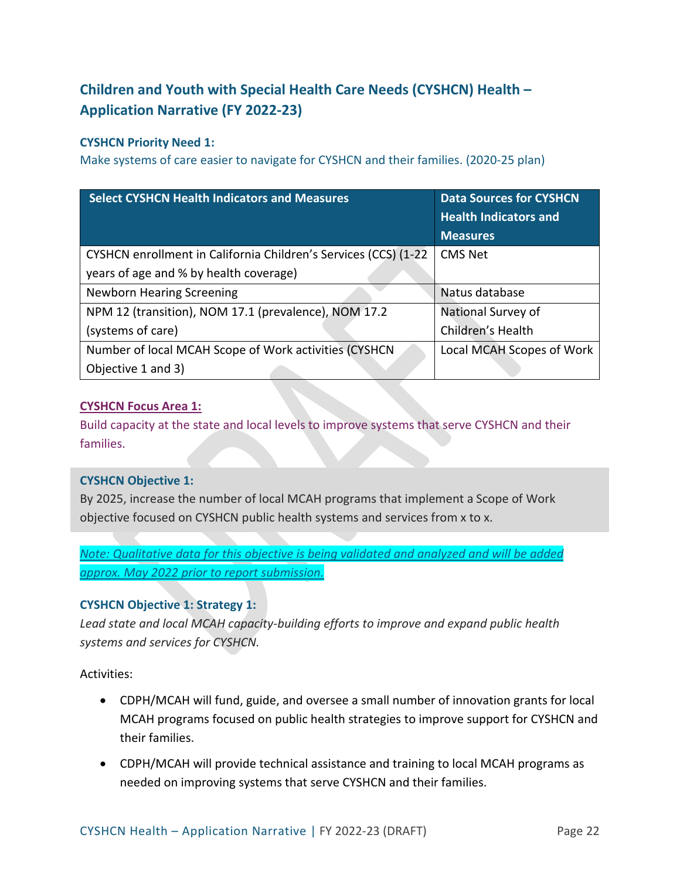## Children and Youth with Special Health Care Needs (CYSHCN) Health – Application Narrative (FY 2022-23)

### CYSHCN Priority Need 1:

Make systems of care easier to navigate for CYSHCN and their families. (2020-25 plan)

| Select CYSHCN Health Indicators and Measures | Data Sources for CYSHCN Health Indicators and Measures |
|---|---|
| CYSHCN enrollment in California Children's Services (CCS) (1-22 years of age and % by health coverage) | CMS Net |
| Newborn Hearing Screening | Natus database |
| NPM 12 (transition), NOM 17.1 (prevalence), NOM 17.2 (systems of care) | National Survey of Children's Health |
| Number of local MCAH Scope of Work activities (CYSHCN Objective 1 and 3) | Local MCAH Scopes of Work |

### CYSHCN Focus Area 1:

Build capacity at the state and local levels to improve systems that serve CYSHCN and their families.

#### CYSHCN Objective 1:

By 2025, increase the number of local MCAH programs that implement a Scope of Work objective focused on CYSHCN public health systems and services from x to x.

*Note: Qualitative data for this objective is being validated and analyzed and will be added approx. May 2022 prior to report submission.*

#### CYSHCN Objective 1: Strategy 1:

*Lead state and local MCAH capacity-building efforts to improve and expand public health systems and services for CYSHCN.*

Activities:

- CDPH/MCAH will fund, guide, and oversee a small number of innovation grants for local MCAH programs focused on public health strategies to improve support for CYSHCN and their families.
- CDPH/MCAH will provide technical assistance and training to local MCAH programs as needed on improving systems that serve CYSHCN and their families.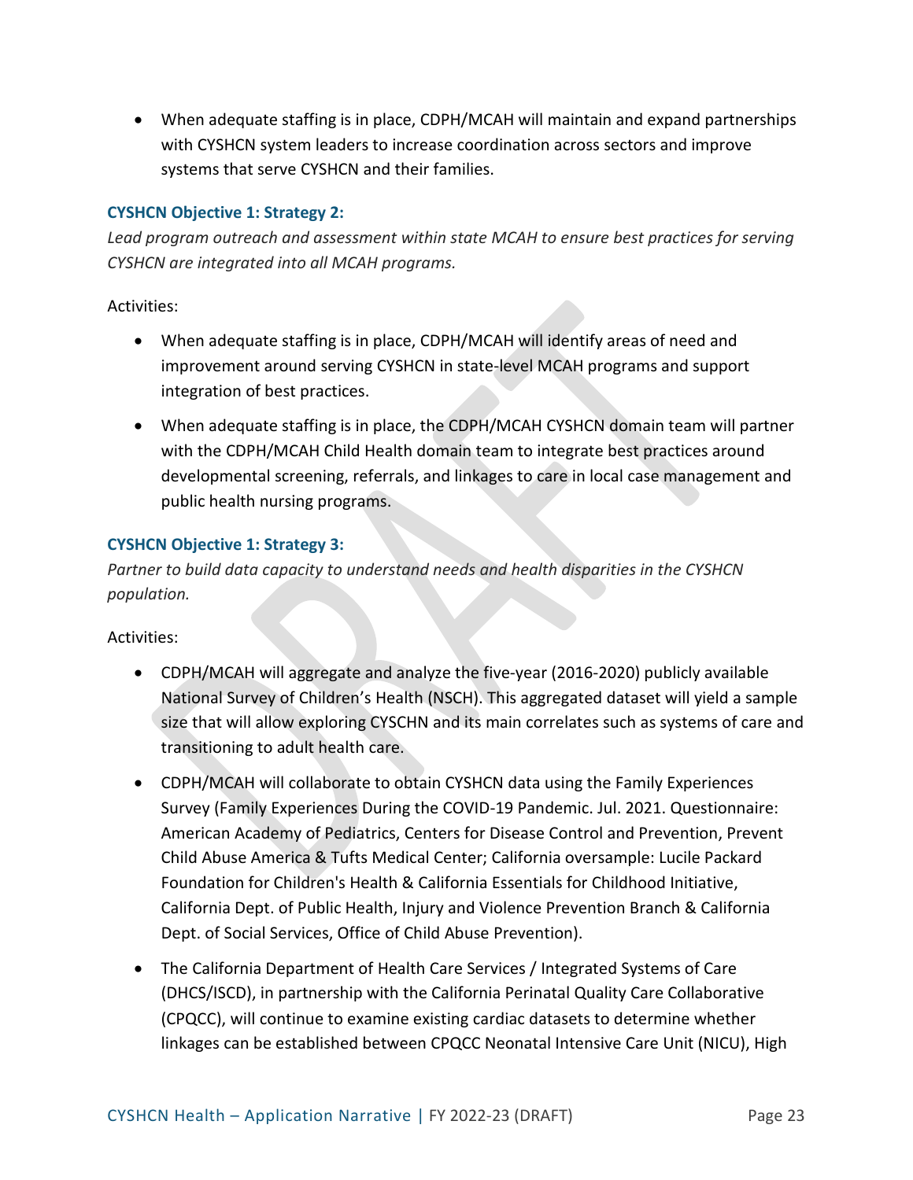- When adequate staffing is in place, CDPH/MCAH will maintain and expand partnerships with CYSHCN system leaders to increase coordination across sectors and improve systems that serve CYSHCN and their families.

#### CYSHCN Objective 1: Strategy 2:

*Lead program outreach and assessment within state MCAH to ensure best practices for serving CYSHCN are integrated into all MCAH programs.*

Activities:

- When adequate staffing is in place, CDPH/MCAH will identify areas of need and improvement around serving CYSHCN in state-level MCAH programs and support integration of best practices.
- When adequate staffing is in place, the CDPH/MCAH CYSHCN domain team will partner with the CDPH/MCAH Child Health domain team to integrate best practices around developmental screening, referrals, and linkages to care in local case management and public health nursing programs.

#### CYSHCN Objective 1: Strategy 3:

*Partner to build data capacity to understand needs and health disparities in the CYSHCN population.*

Activities:

- CDPH/MCAH will aggregate and analyze the five-year (2016-2020) publicly available National Survey of Children's Health (NSCH). This aggregated dataset will yield a sample size that will allow exploring CYSCHN and its main correlates such as systems of care and transitioning to adult health care.
- CDPH/MCAH will collaborate to obtain CYSHCN data using the Family Experiences Survey (Family Experiences During the COVID-19 Pandemic. Jul. 2021. Questionnaire: American Academy of Pediatrics, Centers for Disease Control and Prevention, Prevent Child Abuse America & Tufts Medical Center; California oversample: Lucile Packard Foundation for Children's Health & California Essentials for Childhood Initiative, California Dept. of Public Health, Injury and Violence Prevention Branch & California Dept. of Social Services, Office of Child Abuse Prevention).
- The California Department of Health Care Services / Integrated Systems of Care (DHCS/ISCD), in partnership with the California Perinatal Quality Care Collaborative (CPQCC), will continue to examine existing cardiac datasets to determine whether linkages can be established between CPQCC Neonatal Intensive Care Unit (NICU), High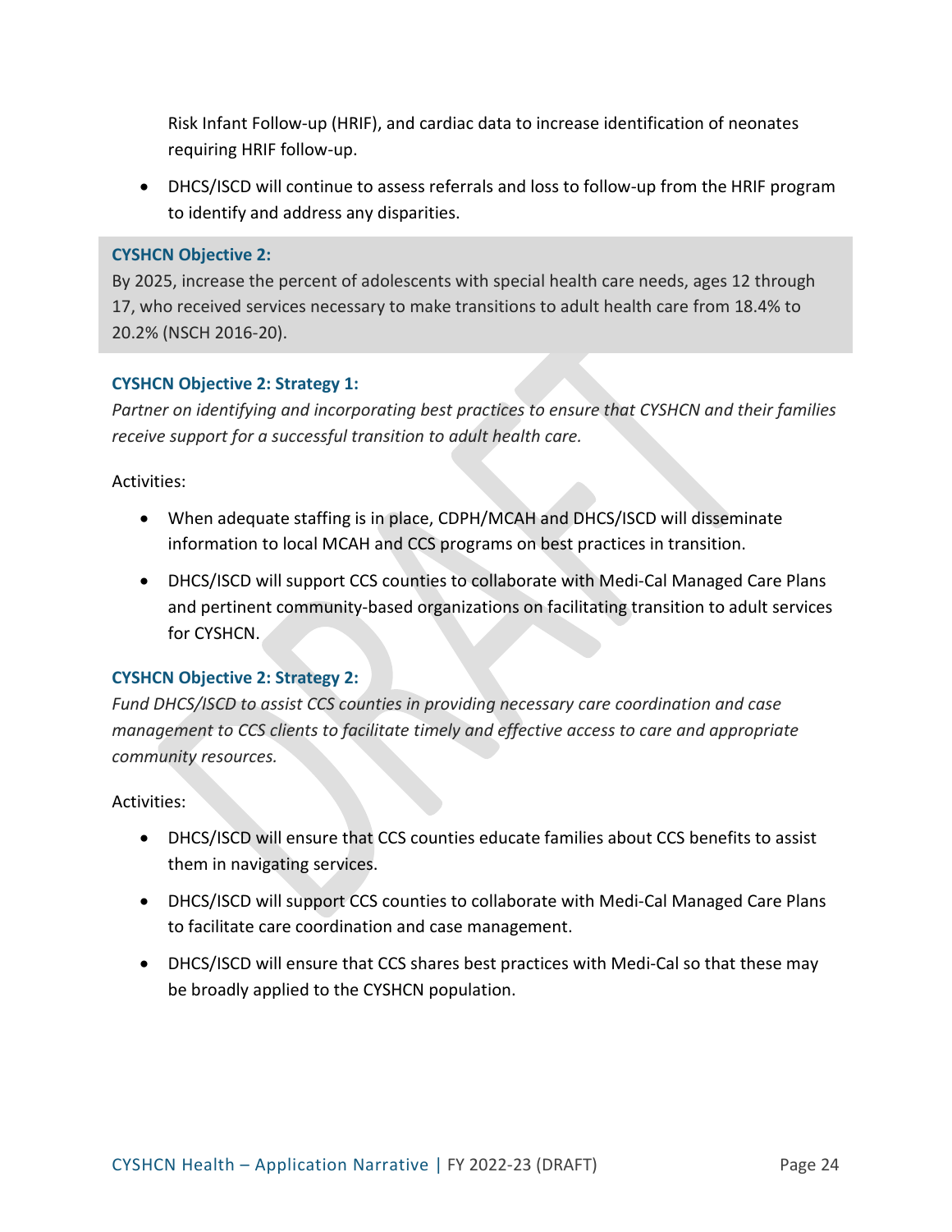Risk Infant Follow-up (HRIF), and cardiac data to increase identification of neonates requiring HRIF follow-up.

- DHCS/ISCD will continue to assess referrals and loss to follow-up from the HRIF program to identify and address any disparities.

**CYSHCN Objective 2:**
By 2025, increase the percent of adolescents with special health care needs, ages 12 through 17, who received services necessary to make transitions to adult health care from 18.4% to 20.2% (NSCH 2016-20).

**CYSHCN Objective 2: Strategy 1:**
*Partner on identifying and incorporating best practices to ensure that CYSHCN and their families receive support for a successful transition to adult health care.*

Activities:

- When adequate staffing is in place, CDPH/MCAH and DHCS/ISCD will disseminate information to local MCAH and CCS programs on best practices in transition.
- DHCS/ISCD will support CCS counties to collaborate with Medi-Cal Managed Care Plans and pertinent community-based organizations on facilitating transition to adult services for CYSHCN.

**CYSHCN Objective 2: Strategy 2:**
*Fund DHCS/ISCD to assist CCS counties in providing necessary care coordination and case management to CCS clients to facilitate timely and effective access to care and appropriate community resources.*

Activities:

- DHCS/ISCD will ensure that CCS counties educate families about CCS benefits to assist them in navigating services.
- DHCS/ISCD will support CCS counties to collaborate with Medi-Cal Managed Care Plans to facilitate care coordination and case management.
- DHCS/ISCD will ensure that CCS shares best practices with Medi-Cal so that these may be broadly applied to the CYSHCN population.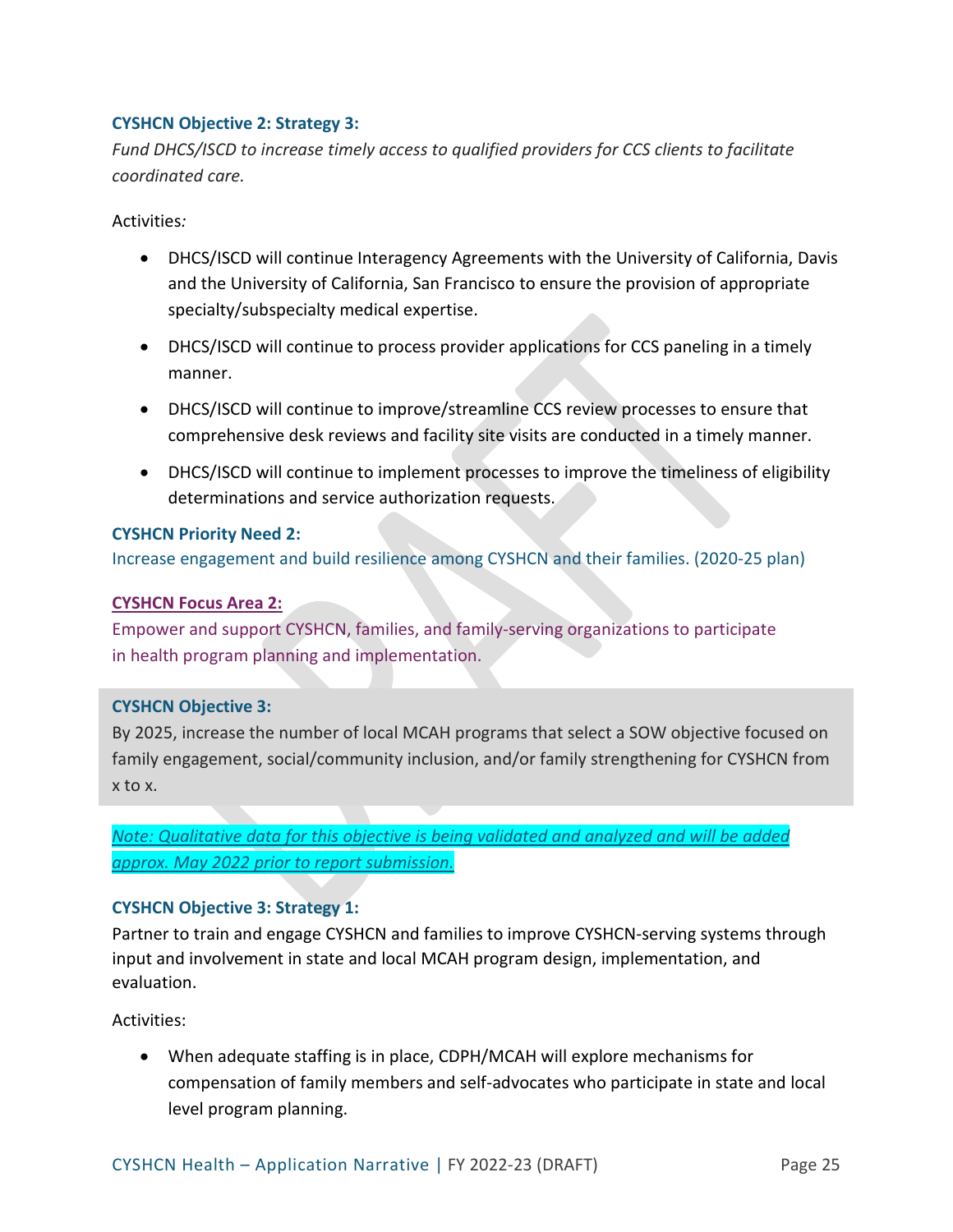**CYSHCN Objective 2: Strategy 3:**

*Fund DHCS/ISCD to increase timely access to qualified providers for CCS clients to facilitate coordinated care.*

Activities:

- DHCS/ISCD will continue Interagency Agreements with the University of California, Davis and the University of California, San Francisco to ensure the provision of appropriate specialty/subspecialty medical expertise.
- DHCS/ISCD will continue to process provider applications for CCS paneling in a timely manner.
- DHCS/ISCD will continue to improve/streamline CCS review processes to ensure that comprehensive desk reviews and facility site visits are conducted in a timely manner.
- DHCS/ISCD will continue to implement processes to improve the timeliness of eligibility determinations and service authorization requests.

**CYSHCN Priority Need 2:**

Increase engagement and build resilience among CYSHCN and their families. (2020-25 plan)

**CYSHCN Focus Area 2:**

Empower and support CYSHCN, families, and family-serving organizations to participate in health program planning and implementation.

**CYSHCN Objective 3:**

By 2025, increase the number of local MCAH programs that select a SOW objective focused on family engagement, social/community inclusion, and/or family strengthening for CYSHCN from x to x.

*Note: Qualitative data for this objective is being validated and analyzed and will be added approx. May 2022 prior to report submission.*

**CYSHCN Objective 3: Strategy 1:**

Partner to train and engage CYSHCN and families to improve CYSHCN-serving systems through input and involvement in state and local MCAH program design, implementation, and evaluation.

Activities:

- When adequate staffing is in place, CDPH/MCAH will explore mechanisms for compensation of family members and self-advocates who participate in state and local level program planning.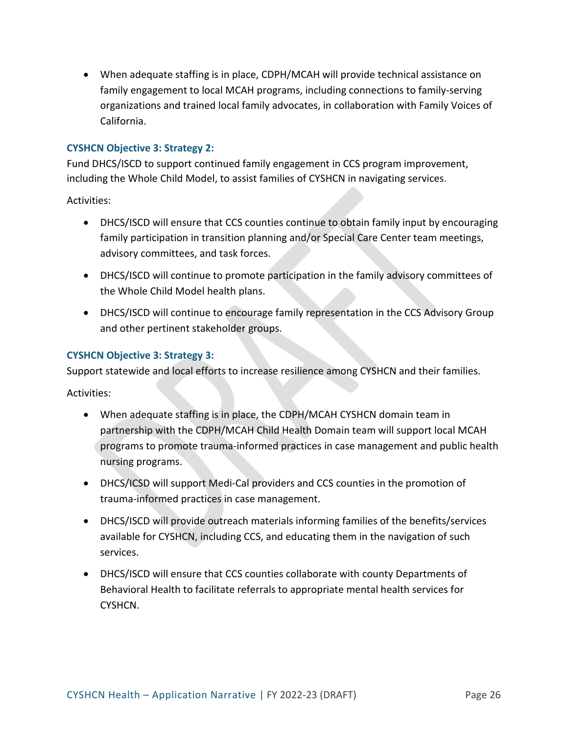- When adequate staffing is in place, CDPH/MCAH will provide technical assistance on family engagement to local MCAH programs, including connections to family-serving organizations and trained local family advocates, in collaboration with Family Voices of California.

#### CYSHCN Objective 3: Strategy 2:

Fund DHCS/ISCD to support continued family engagement in CCS program improvement, including the Whole Child Model, to assist families of CYSHCN in navigating services.

Activities:

- DHCS/ISCD will ensure that CCS counties continue to obtain family input by encouraging family participation in transition planning and/or Special Care Center team meetings, advisory committees, and task forces.
- DHCS/ISCD will continue to promote participation in the family advisory committees of the Whole Child Model health plans.
- DHCS/ISCD will continue to encourage family representation in the CCS Advisory Group and other pertinent stakeholder groups.

#### CYSHCN Objective 3: Strategy 3:

Support statewide and local efforts to increase resilience among CYSHCN and their families.

Activities:

- When adequate staffing is in place, the CDPH/MCAH CYSHCN domain team in partnership with the CDPH/MCAH Child Health Domain team will support local MCAH programs to promote trauma-informed practices in case management and public health nursing programs.
- DHCS/ICSD will support Medi-Cal providers and CCS counties in the promotion of trauma-informed practices in case management.
- DHCS/ISCD will provide outreach materials informing families of the benefits/services available for CYSHCN, including CCS, and educating them in the navigation of such services.
- DHCS/ISCD will ensure that CCS counties collaborate with county Departments of Behavioral Health to facilitate referrals to appropriate mental health services for CYSHCN.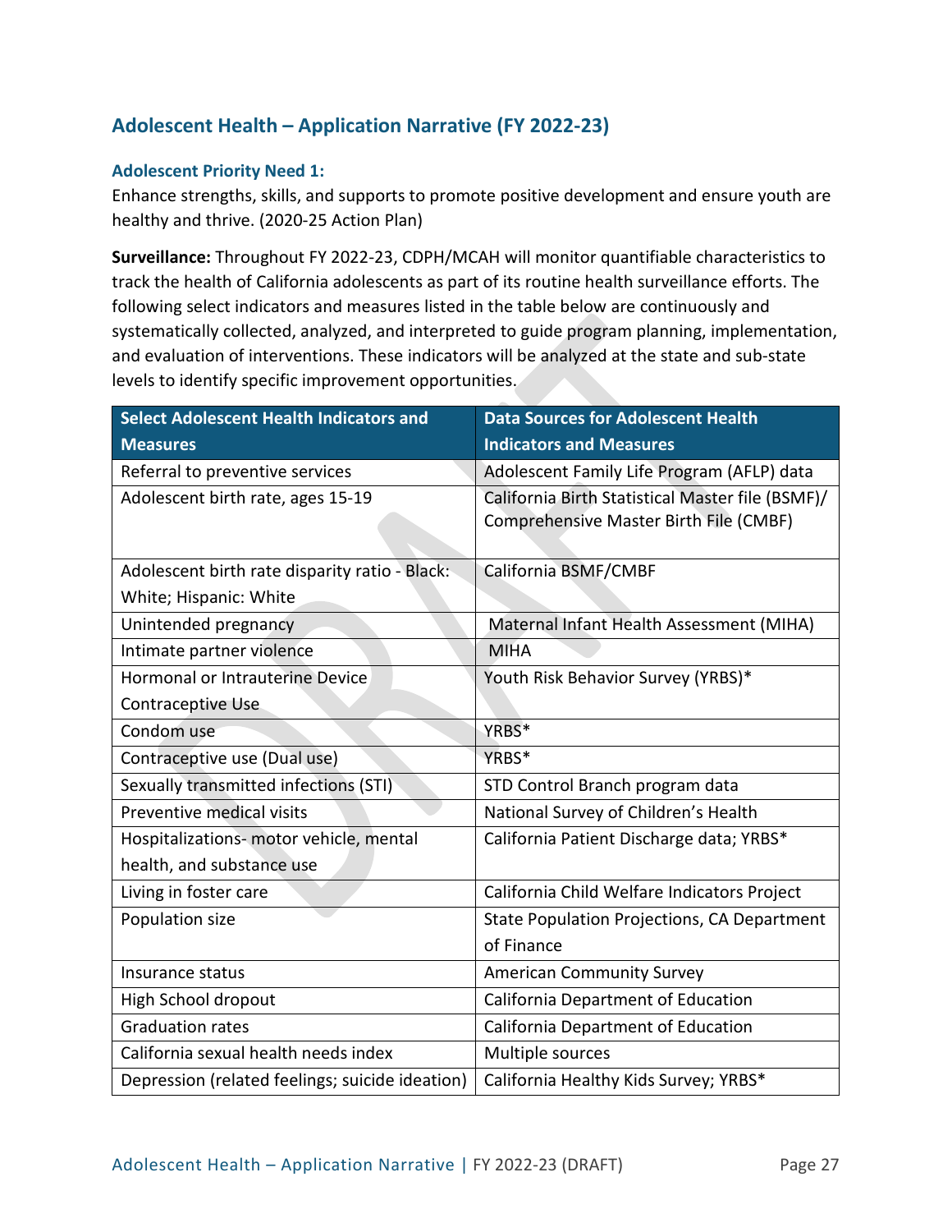## Adolescent Health – Application Narrative (FY 2022-23)

### Adolescent Priority Need 1:

Enhance strengths, skills, and supports to promote positive development and ensure youth are healthy and thrive. (2020-25 Action Plan)

**Surveillance:** Throughout FY 2022-23, CDPH/MCAH will monitor quantifiable characteristics to track the health of California adolescents as part of its routine health surveillance efforts. The following select indicators and measures listed in the table below are continuously and systematically collected, analyzed, and interpreted to guide program planning, implementation, and evaluation of interventions. These indicators will be analyzed at the state and sub-state levels to identify specific improvement opportunities.

| Select Adolescent Health Indicators and Measures | Data Sources for Adolescent Health Indicators and Measures |
|---|---|
| Referral to preventive services | Adolescent Family Life Program (AFLP) data |
| Adolescent birth rate, ages 15-19 | California Birth Statistical Master file (BSMF)/ Comprehensive Master Birth File (CMBF) |
| Adolescent birth rate disparity ratio - Black: White; Hispanic: White | California BSMF/CMBF |
| Unintended pregnancy | Maternal Infant Health Assessment (MIHA) |
| Intimate partner violence | MIHA |
| Hormonal or Intrauterine Device Contraceptive Use | Youth Risk Behavior Survey (YRBS)* |
| Condom use | YRBS* |
| Contraceptive use (Dual use) | YRBS* |
| Sexually transmitted infections (STI) | STD Control Branch program data |
| Preventive medical visits | National Survey of Children's Health |
| Hospitalizations- motor vehicle, mental health, and substance use | California Patient Discharge data; YRBS* |
| Living in foster care | California Child Welfare Indicators Project |
| Population size | State Population Projections, CA Department of Finance |
| Insurance status | American Community Survey |
| High School dropout | California Department of Education |
| Graduation rates | California Department of Education |
| California sexual health needs index | Multiple sources |
| Depression (related feelings; suicide ideation) | California Healthy Kids Survey; YRBS* |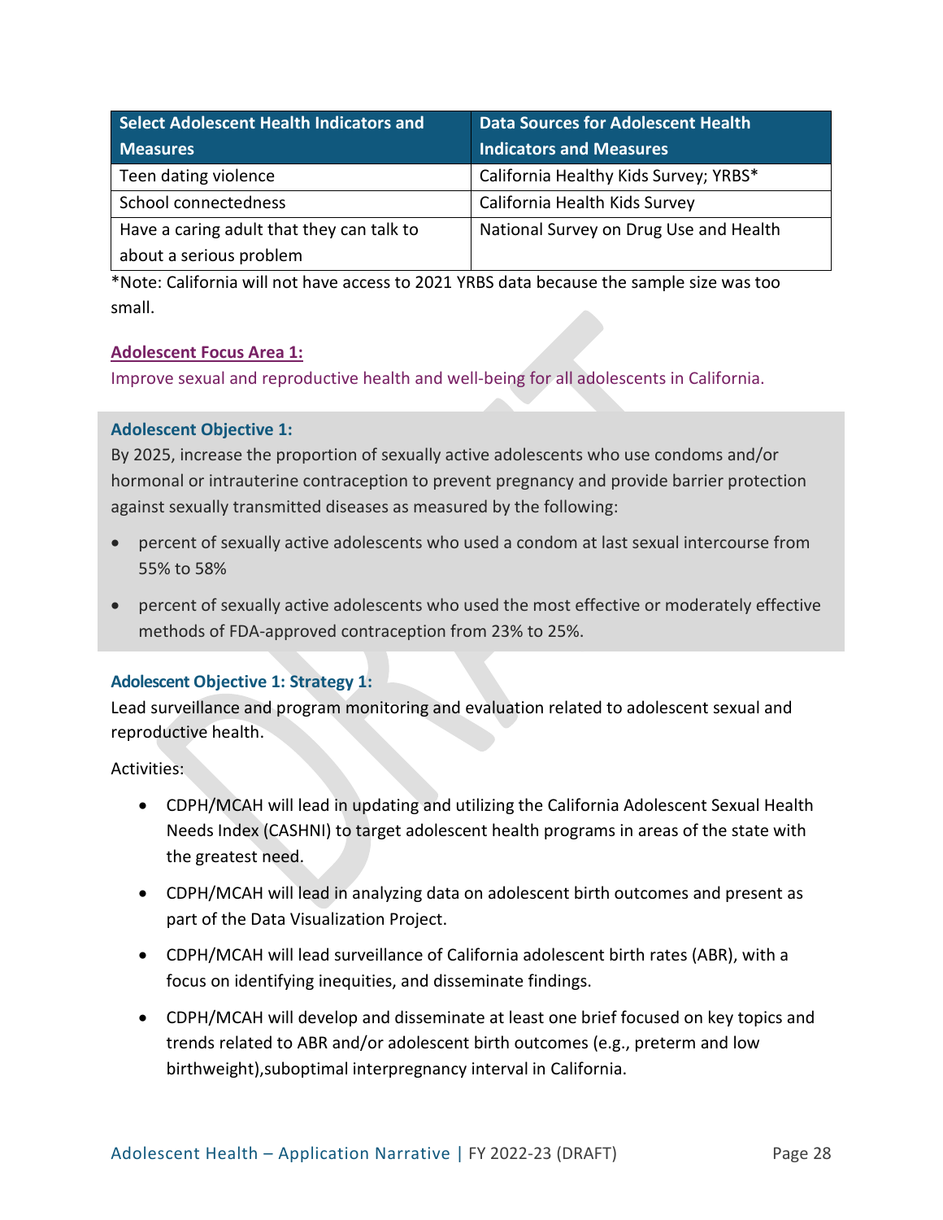| Select Adolescent Health Indicators and Measures | Data Sources for Adolescent Health Indicators and Measures |
|---|---|
| Teen dating violence | California Healthy Kids Survey; YRBS* |
| School connectedness | California Health Kids Survey |
| Have a caring adult that they can talk to about a serious problem | National Survey on Drug Use and Health |

*Note: California will not have access to 2021 YRBS data because the sample size was too small.

**Adolescent Focus Area 1:**

Improve sexual and reproductive health and well-being for all adolescents in California.

### Adolescent Objective 1:

By 2025, increase the proportion of sexually active adolescents who use condoms and/or hormonal or intrauterine contraception to prevent pregnancy and provide barrier protection against sexually transmitted diseases as measured by the following:

- percent of sexually active adolescents who used a condom at last sexual intercourse from 55% to 58%
- percent of sexually active adolescents who used the most effective or moderately effective methods of FDA-approved contraception from 23% to 25%.

### Adolescent Objective 1: Strategy 1:

Lead surveillance and program monitoring and evaluation related to adolescent sexual and reproductive health.

Activities:

- CDPH/MCAH will lead in updating and utilizing the California Adolescent Sexual Health Needs Index (CASHNI) to target adolescent health programs in areas of the state with the greatest need.
- CDPH/MCAH will lead in analyzing data on adolescent birth outcomes and present as part of the Data Visualization Project.
- CDPH/MCAH will lead surveillance of California adolescent birth rates (ABR), with a focus on identifying inequities, and disseminate findings.
- CDPH/MCAH will develop and disseminate at least one brief focused on key topics and trends related to ABR and/or adolescent birth outcomes (e.g., preterm and low birthweight),suboptimal interpregnancy interval in California.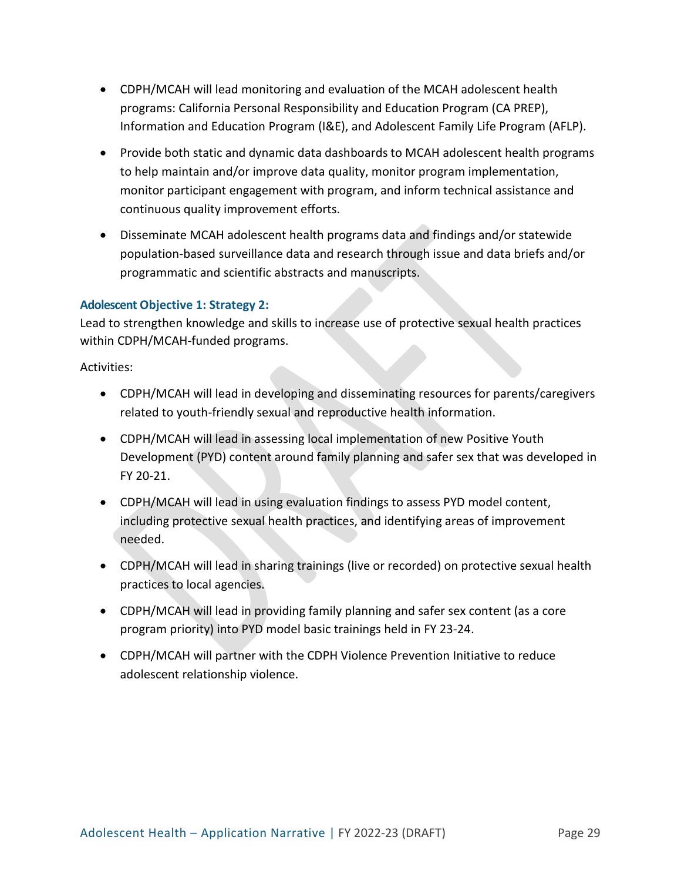- CDPH/MCAH will lead monitoring and evaluation of the MCAH adolescent health programs: California Personal Responsibility and Education Program (CA PREP), Information and Education Program (I&E), and Adolescent Family Life Program (AFLP).
- Provide both static and dynamic data dashboards to MCAH adolescent health programs to help maintain and/or improve data quality, monitor program implementation, monitor participant engagement with program, and inform technical assistance and continuous quality improvement efforts.
- Disseminate MCAH adolescent health programs data and findings and/or statewide population-based surveillance data and research through issue and data briefs and/or programmatic and scientific abstracts and manuscripts.

### Adolescent Objective 1: Strategy 2:

Lead to strengthen knowledge and skills to increase use of protective sexual health practices within CDPH/MCAH-funded programs.

Activities:

- CDPH/MCAH will lead in developing and disseminating resources for parents/caregivers related to youth-friendly sexual and reproductive health information.
- CDPH/MCAH will lead in assessing local implementation of new Positive Youth Development (PYD) content around family planning and safer sex that was developed in FY 20-21.
- CDPH/MCAH will lead in using evaluation findings to assess PYD model content, including protective sexual health practices, and identifying areas of improvement needed.
- CDPH/MCAH will lead in sharing trainings (live or recorded) on protective sexual health practices to local agencies.
- CDPH/MCAH will lead in providing family planning and safer sex content (as a core program priority) into PYD model basic trainings held in FY 23-24.
- CDPH/MCAH will partner with the CDPH Violence Prevention Initiative to reduce adolescent relationship violence.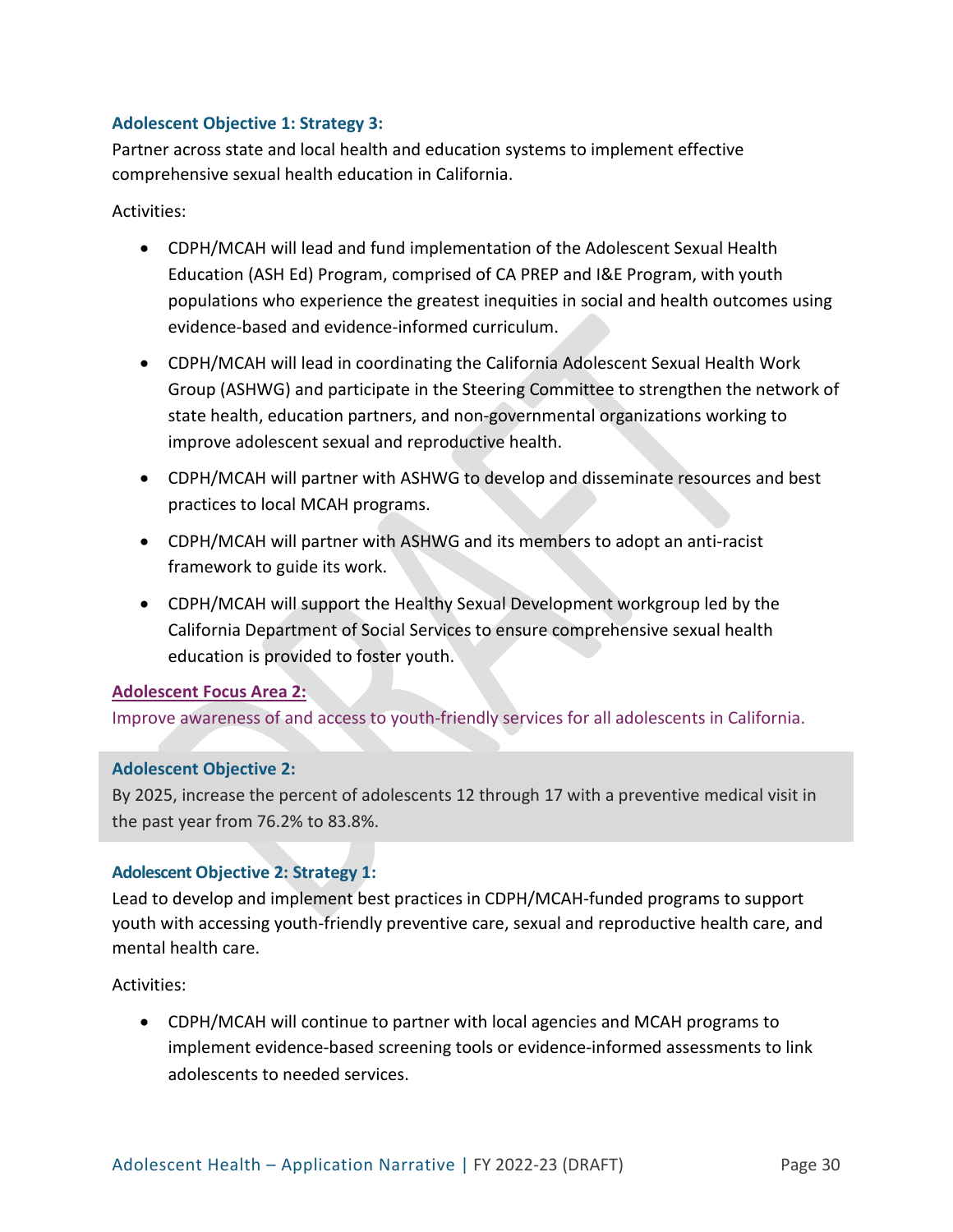### Adolescent Objective 1: Strategy 3:

Partner across state and local health and education systems to implement effective comprehensive sexual health education in California.

Activities:

- CDPH/MCAH will lead and fund implementation of the Adolescent Sexual Health Education (ASH Ed) Program, comprised of CA PREP and I&E Program, with youth populations who experience the greatest inequities in social and health outcomes using evidence-based and evidence-informed curriculum.
- CDPH/MCAH will lead in coordinating the California Adolescent Sexual Health Work Group (ASHWG) and participate in the Steering Committee to strengthen the network of state health, education partners, and non-governmental organizations working to improve adolescent sexual and reproductive health.
- CDPH/MCAH will partner with ASHWG to develop and disseminate resources and best practices to local MCAH programs.
- CDPH/MCAH will partner with ASHWG and its members to adopt an anti-racist framework to guide its work.
- CDPH/MCAH will support the Healthy Sexual Development workgroup led by the California Department of Social Services to ensure comprehensive sexual health education is provided to foster youth.

## Adolescent Focus Area 2:

Improve awareness of and access to youth-friendly services for all adolescents in California.

### Adolescent Objective 2:

By 2025, increase the percent of adolescents 12 through 17 with a preventive medical visit in the past year from 76.2% to 83.8%.

### Adolescent Objective 2: Strategy 1:

Lead to develop and implement best practices in CDPH/MCAH-funded programs to support youth with accessing youth-friendly preventive care, sexual and reproductive health care, and mental health care.

Activities:

- CDPH/MCAH will continue to partner with local agencies and MCAH programs to implement evidence-based screening tools or evidence-informed assessments to link adolescents to needed services.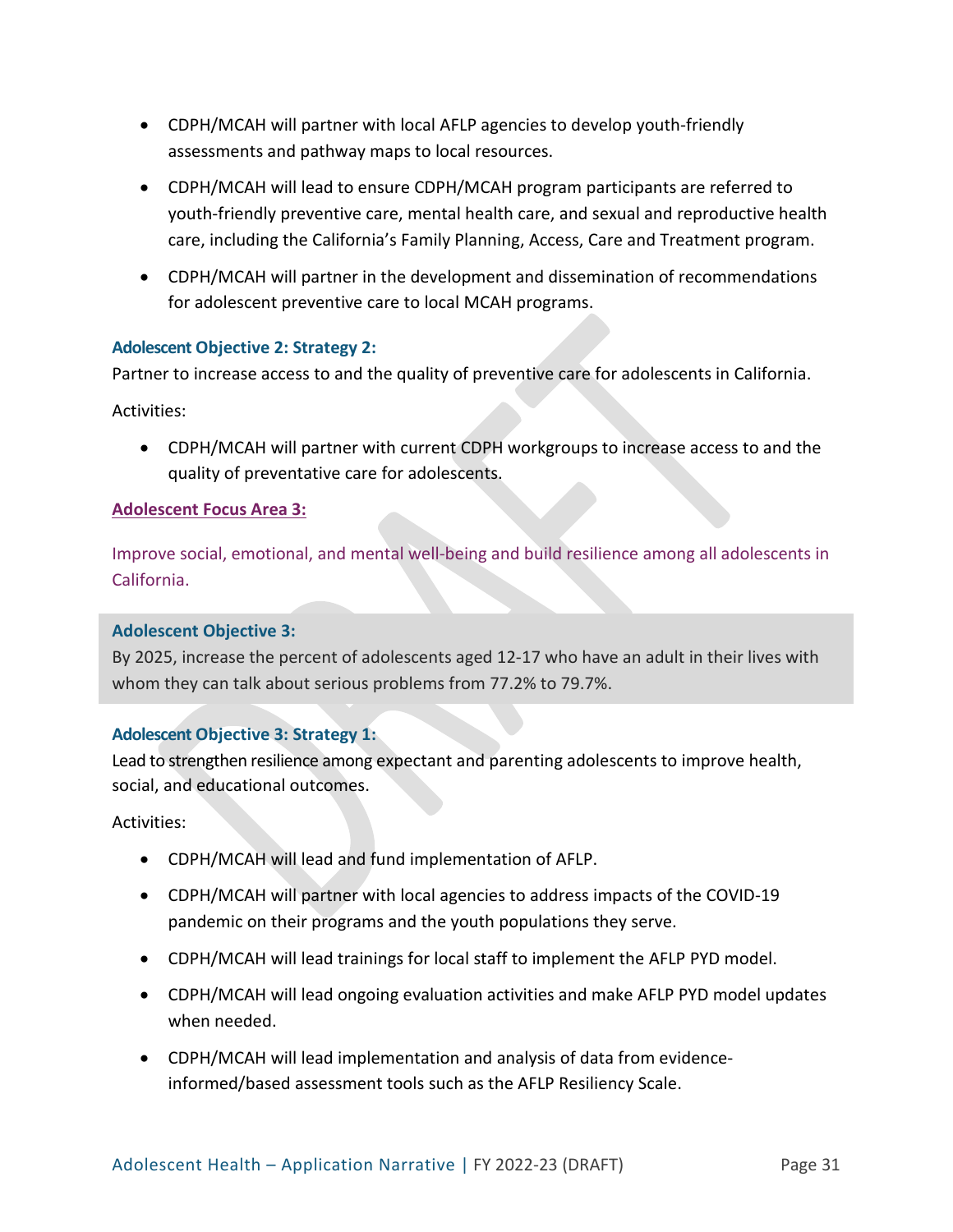- CDPH/MCAH will partner with local AFLP agencies to develop youth-friendly assessments and pathway maps to local resources.
- CDPH/MCAH will lead to ensure CDPH/MCAH program participants are referred to youth-friendly preventive care, mental health care, and sexual and reproductive health care, including the California's Family Planning, Access, Care and Treatment program.
- CDPH/MCAH will partner in the development and dissemination of recommendations for adolescent preventive care to local MCAH programs.

**Adolescent Objective 2: Strategy 2:**

Partner to increase access to and the quality of preventive care for adolescents in California.

Activities:

- CDPH/MCAH will partner with current CDPH workgroups to increase access to and the quality of preventative care for adolescents.

**Adolescent Focus Area 3:**

Improve social, emotional, and mental well-being and build resilience among all adolescents in California.

**Adolescent Objective 3:**

By 2025, increase the percent of adolescents aged 12-17 who have an adult in their lives with whom they can talk about serious problems from 77.2% to 79.7%.

**Adolescent Objective 3: Strategy 1:**

Lead to strengthen resilience among expectant and parenting adolescents to improve health, social, and educational outcomes.

Activities:

- CDPH/MCAH will lead and fund implementation of AFLP.
- CDPH/MCAH will partner with local agencies to address impacts of the COVID-19 pandemic on their programs and the youth populations they serve.
- CDPH/MCAH will lead trainings for local staff to implement the AFLP PYD model.
- CDPH/MCAH will lead ongoing evaluation activities and make AFLP PYD model updates when needed.
- CDPH/MCAH will lead implementation and analysis of data from evidence-informed/based assessment tools such as the AFLP Resiliency Scale.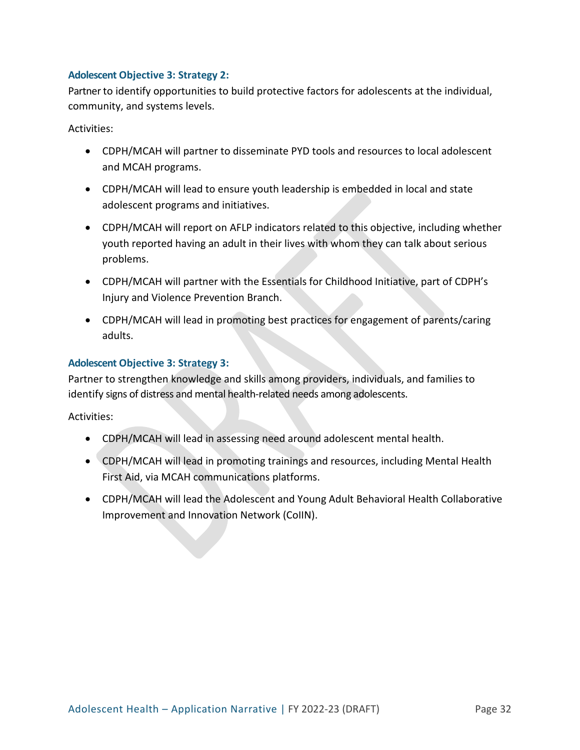### Adolescent Objective 3: Strategy 2:

Partner to identify opportunities to build protective factors for adolescents at the individual, community, and systems levels.

Activities:

- CDPH/MCAH will partner to disseminate PYD tools and resources to local adolescent and MCAH programs.
- CDPH/MCAH will lead to ensure youth leadership is embedded in local and state adolescent programs and initiatives.
- CDPH/MCAH will report on AFLP indicators related to this objective, including whether youth reported having an adult in their lives with whom they can talk about serious problems.
- CDPH/MCAH will partner with the Essentials for Childhood Initiative, part of CDPH's Injury and Violence Prevention Branch.
- CDPH/MCAH will lead in promoting best practices for engagement of parents/caring adults.

### Adolescent Objective 3: Strategy 3:

Partner to strengthen knowledge and skills among providers, individuals, and families to identify signs of distress and mental health-related needs among adolescents.

Activities:

- CDPH/MCAH will lead in assessing need around adolescent mental health.
- CDPH/MCAH will lead in promoting trainings and resources, including Mental Health First Aid, via MCAH communications platforms.
- CDPH/MCAH will lead the Adolescent and Young Adult Behavioral Health Collaborative Improvement and Innovation Network (CoIIN).